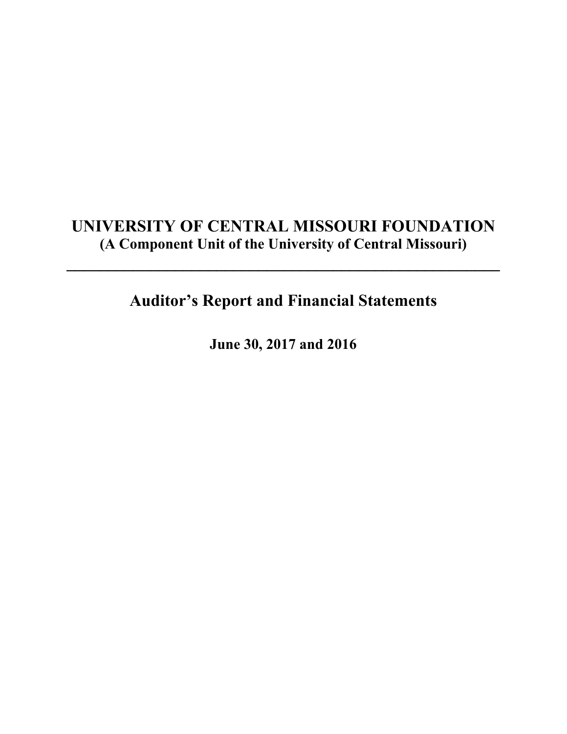# UNIVERSITY OF CENTRAL MISSOURI FOUNDATION

**(A Component Unit of the University of Central Missouri)**

---

## Auditor's Report and Financial Statements

**June 30, 2017 and 2016**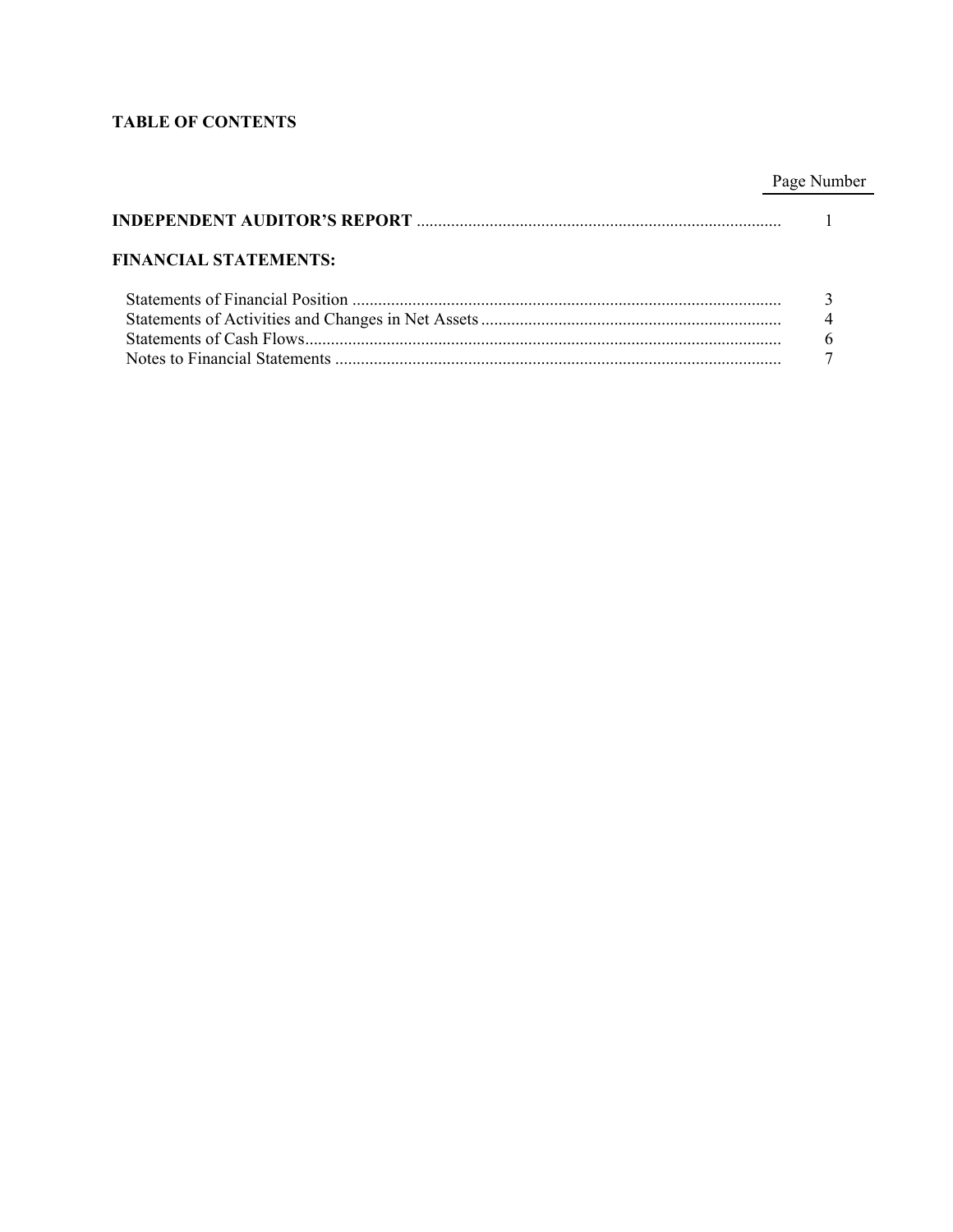## TABLE OF CONTENTS

| | Page Number |
|---|---|
| **INDEPENDENT AUDITOR'S REPORT** | 1 |
| **FINANCIAL STATEMENTS:** | |
| Statements of Financial Position | 3 |
| Statements of Activities and Changes in Net Assets | 4 |
| Statements of Cash Flows | 6 |
| Notes to Financial Statements | 7 |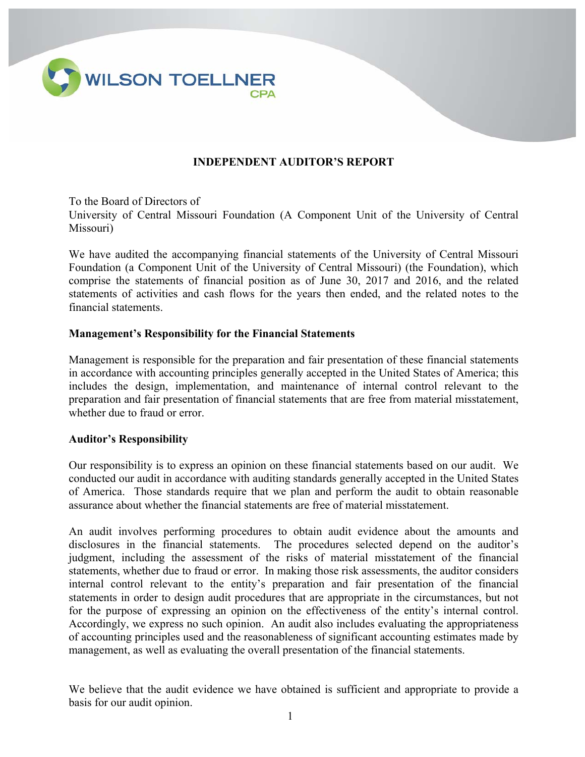WILSON TOELLNER
CPA

## INDEPENDENT AUDITOR'S REPORT

To the Board of Directors of
University of Central Missouri Foundation (A Component Unit of the University of Central Missouri)

We have audited the accompanying financial statements of the University of Central Missouri Foundation (a Component Unit of the University of Central Missouri) (the Foundation), which comprise the statements of financial position as of June 30, 2017 and 2016, and the related statements of activities and cash flows for the years then ended, and the related notes to the financial statements.

**Management's Responsibility for the Financial Statements**

Management is responsible for the preparation and fair presentation of these financial statements in accordance with accounting principles generally accepted in the United States of America; this includes the design, implementation, and maintenance of internal control relevant to the preparation and fair presentation of financial statements that are free from material misstatement, whether due to fraud or error.

**Auditor's Responsibility**

Our responsibility is to express an opinion on these financial statements based on our audit. We conducted our audit in accordance with auditing standards generally accepted in the United States of America. Those standards require that we plan and perform the audit to obtain reasonable assurance about whether the financial statements are free of material misstatement.

An audit involves performing procedures to obtain audit evidence about the amounts and disclosures in the financial statements. The procedures selected depend on the auditor's judgment, including the assessment of the risks of material misstatement of the financial statements, whether due to fraud or error. In making those risk assessments, the auditor considers internal control relevant to the entity's preparation and fair presentation of the financial statements in order to design audit procedures that are appropriate in the circumstances, but not for the purpose of expressing an opinion on the effectiveness of the entity's internal control. Accordingly, we express no such opinion. An audit also includes evaluating the appropriateness of accounting principles used and the reasonableness of significant accounting estimates made by management, as well as evaluating the overall presentation of the financial statements.

We believe that the audit evidence we have obtained is sufficient and appropriate to provide a basis for our audit opinion.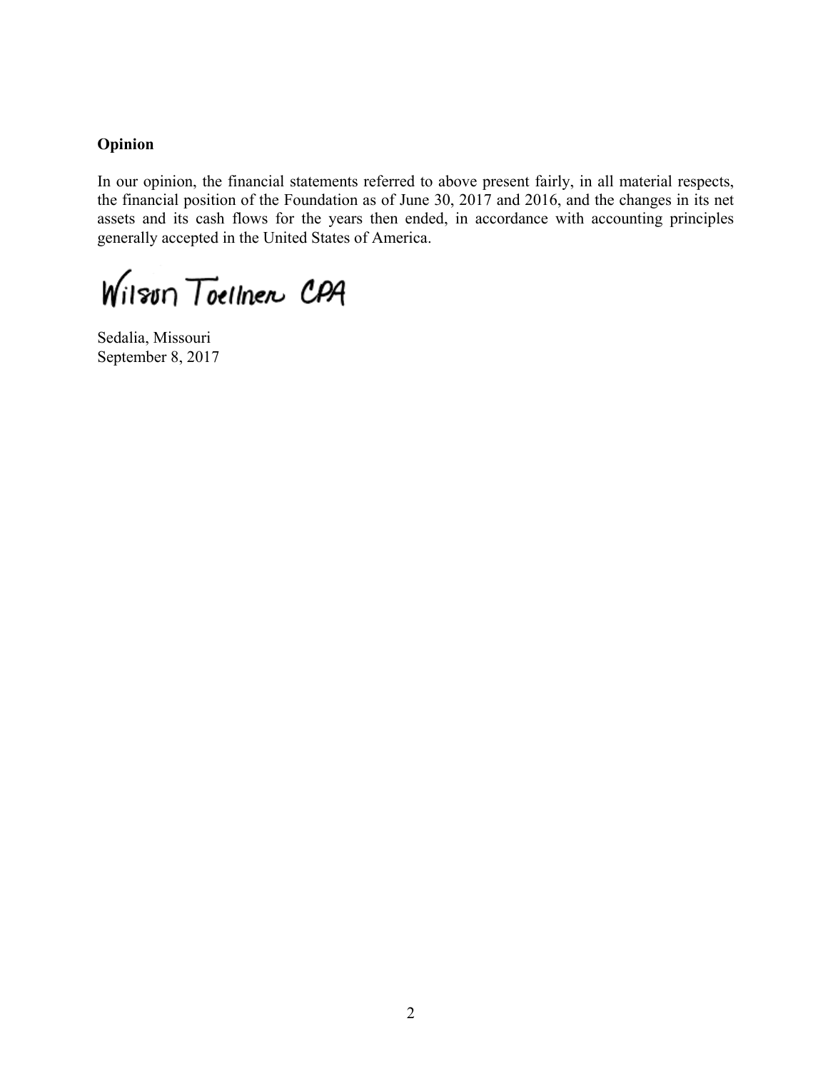**Opinion**

In our opinion, the financial statements referred to above present fairly, in all material respects, the financial position of the Foundation as of June 30, 2017 and 2016, and the changes in its net assets and its cash flows for the years then ended, in accordance with accounting principles generally accepted in the United States of America.

Wilson Toellner CPA

Sedalia, Missouri
September 8, 2017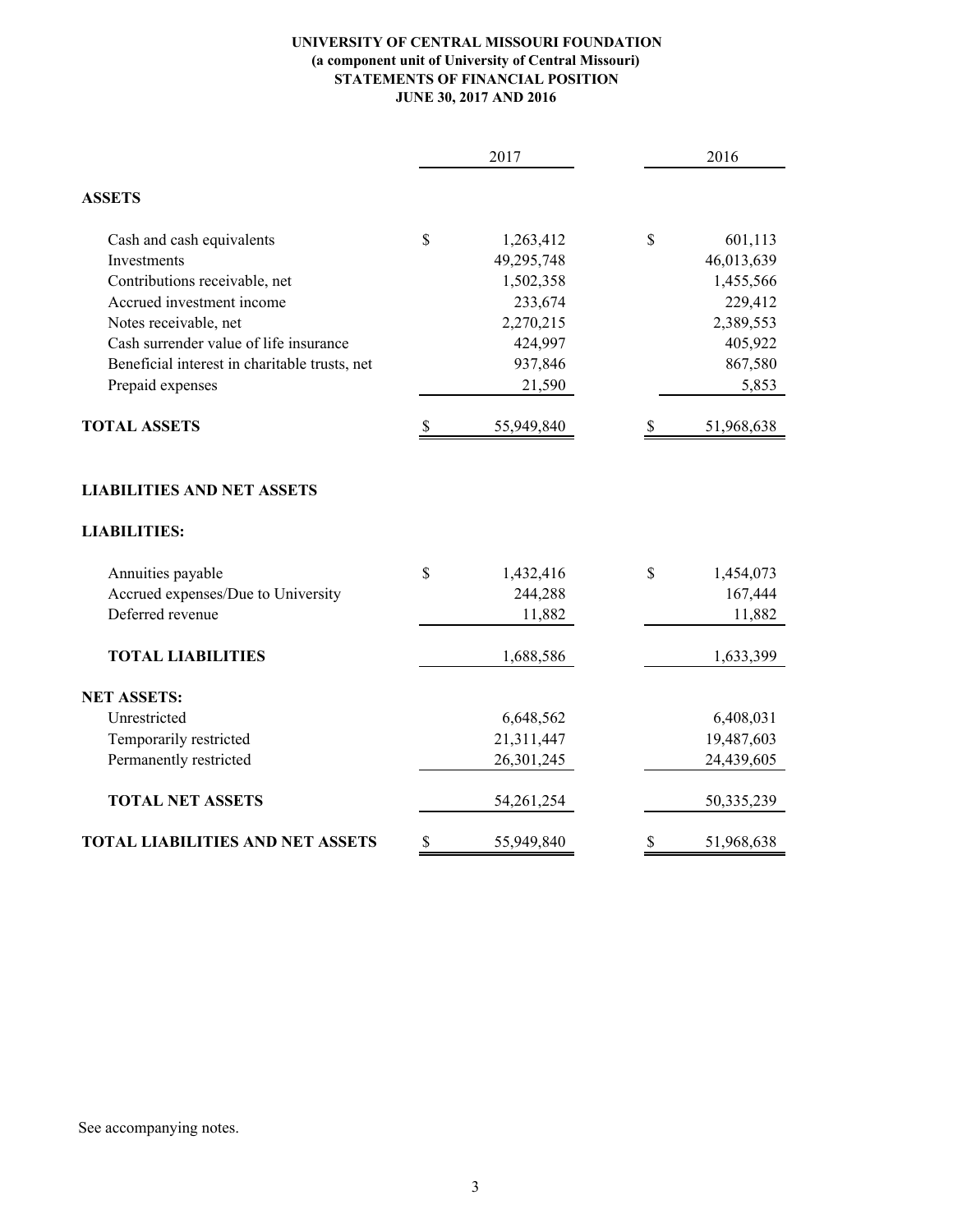**UNIVERSITY OF CENTRAL MISSOURI FOUNDATION**
**(a component unit of University of Central Missouri)**
**STATEMENTS OF FINANCIAL POSITION**
**JUNE 30, 2017 AND 2016**

| | 2017 | 2016 |
|---|---|---|
| **ASSETS** | | |
| Cash and cash equivalents | $ 1,263,412 | $ 601,113 |
| Investments | 49,295,748 | 46,013,639 |
| Contributions receivable, net | 1,502,358 | 1,455,566 |
| Accrued investment income | 233,674 | 229,412 |
| Notes receivable, net | 2,270,215 | 2,389,553 |
| Cash surrender value of life insurance | 424,997 | 405,922 |
| Beneficial interest in charitable trusts, net | 937,846 | 867,580 |
| Prepaid expenses | 21,590 | 5,853 |
| **TOTAL ASSETS** | $ 55,949,840 | $ 51,968,638 |
| **LIABILITIES AND NET ASSETS** | | |
| **LIABILITIES:** | | |
| Annuities payable | $ 1,432,416 | $ 1,454,073 |
| Accrued expenses/Due to University | 244,288 | 167,444 |
| Deferred revenue | 11,882 | 11,882 |
| **TOTAL LIABILITIES** | 1,688,586 | 1,633,399 |
| **NET ASSETS:** | | |
| Unrestricted | 6,648,562 | 6,408,031 |
| Temporarily restricted | 21,311,447 | 19,487,603 |
| Permanently restricted | 26,301,245 | 24,439,605 |
| **TOTAL NET ASSETS** | 54,261,254 | 50,335,239 |
| **TOTAL LIABILITIES AND NET ASSETS** | $ 55,949,840 | $ 51,968,638 |

See accompanying notes.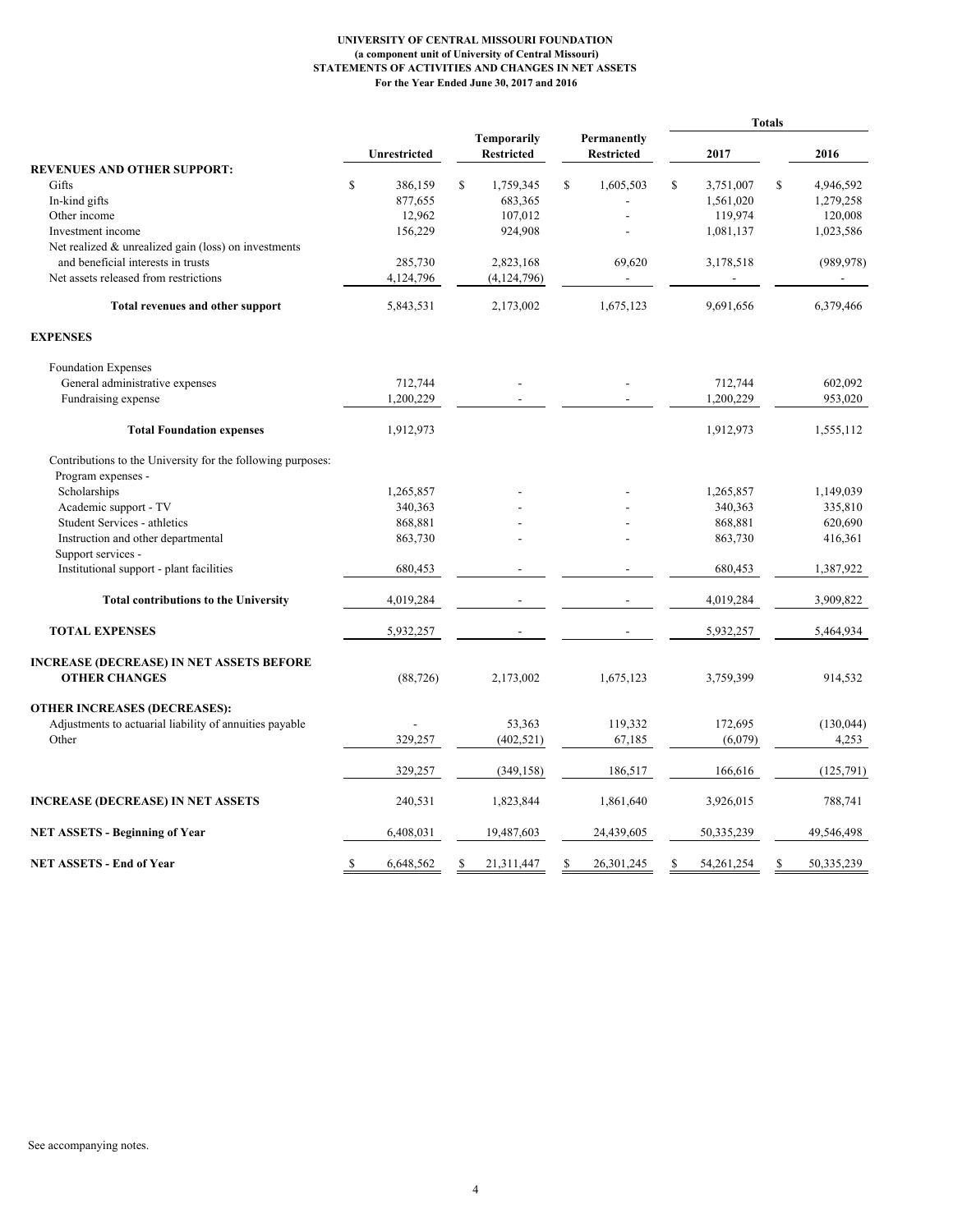**UNIVERSITY OF CENTRAL MISSOURI FOUNDATION**
**(a component unit of University of Central Missouri)**
**STATEMENTS OF ACTIVITIES AND CHANGES IN NET ASSETS**
**For the Year Ended June 30, 2017 and 2016**

| | Unrestricted | Temporarily Restricted | Permanently Restricted | Totals 2017 | Totals 2016 |
|---|---|---|---|---|---|
| **REVENUES AND OTHER SUPPORT:** | | | | | |
| Gifts | $ 386,159 | $ 1,759,345 | $ 1,605,503 | $ 3,751,007 | $ 4,946,592 |
| In-kind gifts | 877,655 | 683,365 | - | 1,561,020 | 1,279,258 |
| Other income | 12,962 | 107,012 | - | 119,974 | 120,008 |
| Investment income | 156,229 | 924,908 | - | 1,081,137 | 1,023,586 |
| Net realized & unrealized gain (loss) on investments and beneficial interests in trusts | 285,730 | 2,823,168 | 69,620 | 3,178,518 | (989,978) |
| Net assets released from restrictions | 4,124,796 | (4,124,796) | - | - | - |
| **Total revenues and other support** | 5,843,531 | 2,173,002 | 1,675,123 | 9,691,656 | 6,379,466 |
| **EXPENSES** | | | | | |
| Foundation Expenses | | | | | |
| General administrative expenses | 712,744 | - | - | 712,744 | 602,092 |
| Fundraising expense | 1,200,229 | - | - | 1,200,229 | 953,020 |
| **Total Foundation expenses** | 1,912,973 | | | 1,912,973 | 1,555,112 |
| Contributions to the University for the following purposes: | | | | | |
| Program expenses - | | | | | |
| Scholarships | 1,265,857 | - | - | 1,265,857 | 1,149,039 |
| Academic support - TV | 340,363 | - | - | 340,363 | 335,810 |
| Student Services - athletics | 868,881 | - | - | 868,881 | 620,690 |
| Instruction and other departmental | 863,730 | - | - | 863,730 | 416,361 |
| Support services - | | | | | |
| Institutional support - plant facilities | 680,453 | - | - | 680,453 | 1,387,922 |
| **Total contributions to the University** | 4,019,284 | - | - | 4,019,284 | 3,909,822 |
| **TOTAL EXPENSES** | 5,932,257 | - | - | 5,932,257 | 5,464,934 |
| **INCREASE (DECREASE) IN NET ASSETS BEFORE OTHER CHANGES** | (88,726) | 2,173,002 | 1,675,123 | 3,759,399 | 914,532 |
| **OTHER INCREASES (DECREASES):** | | | | | |
| Adjustments to actuarial liability of annuities payable | - | 53,363 | 119,332 | 172,695 | (130,044) |
| Other | 329,257 | (402,521) | 67,185 | (6,079) | 4,253 |
| | 329,257 | (349,158) | 186,517 | 166,616 | (125,791) |
| **INCREASE (DECREASE) IN NET ASSETS** | 240,531 | 1,823,844 | 1,861,640 | 3,926,015 | 788,741 |
| **NET ASSETS - Beginning of Year** | 6,408,031 | 19,487,603 | 24,439,605 | 50,335,239 | 49,546,498 |
| **NET ASSETS - End of Year** | $ 6,648,562 | $ 21,311,447 | $ 26,301,245 | $ 54,261,254 | $ 50,335,239 |

See accompanying notes.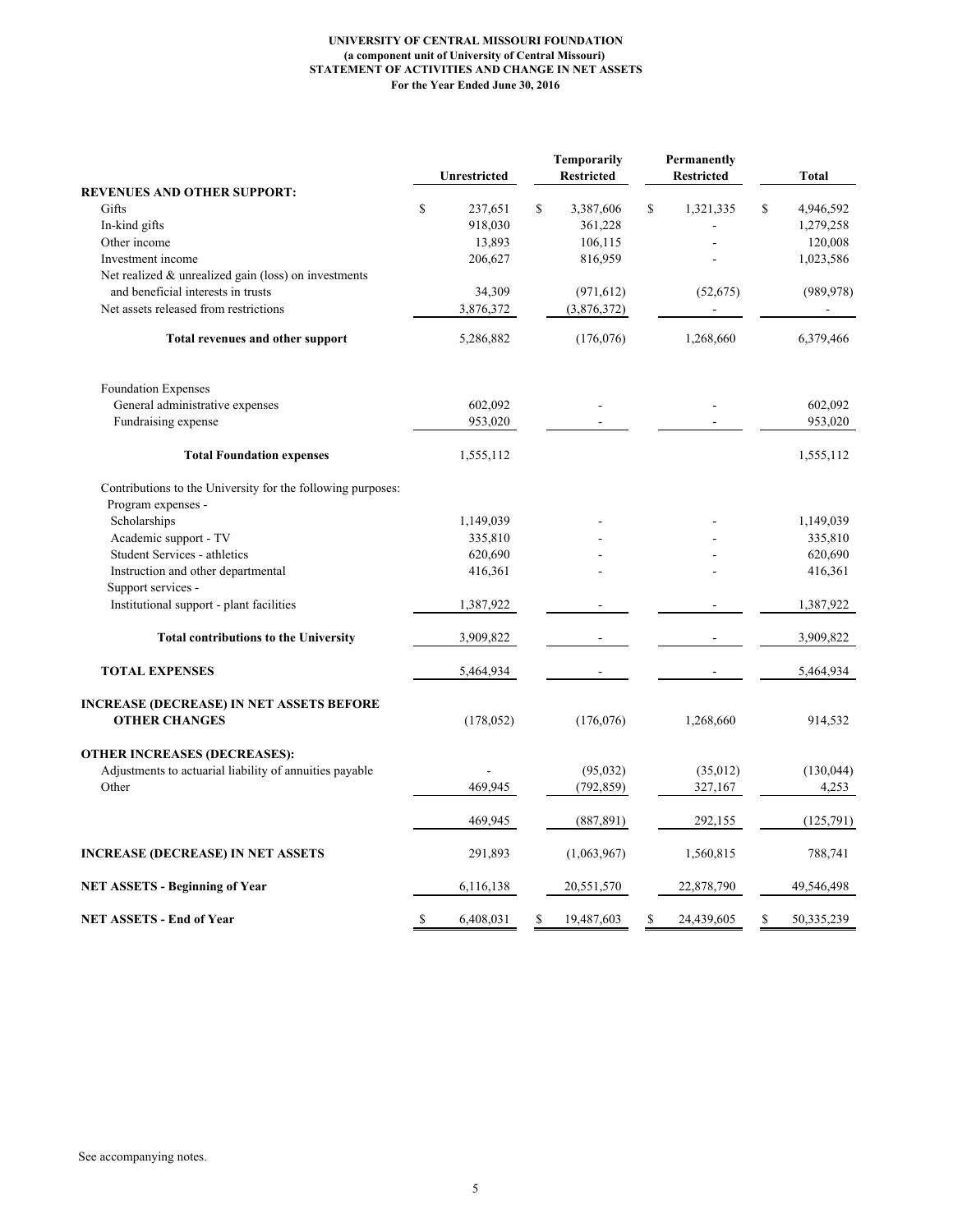**UNIVERSITY OF CENTRAL MISSOURI FOUNDATION**
**(a component unit of University of Central Missouri)**
**STATEMENT OF ACTIVITIES AND CHANGE IN NET ASSETS**
**For the Year Ended June 30, 2016**

| | Unrestricted | Temporarily Restricted | Permanently Restricted | Total |
|---|---|---|---|---|
| **REVENUES AND OTHER SUPPORT:** | | | | |
| Gifts | $ 237,651 | $ 3,387,606 | $ 1,321,335 | $ 4,946,592 |
| In-kind gifts | 918,030 | 361,228 | - | 1,279,258 |
| Other income | 13,893 | 106,115 | - | 120,008 |
| Investment income | 206,627 | 816,959 | - | 1,023,586 |
| Net realized & unrealized gain (loss) on investments and beneficial interests in trusts | 34,309 | (971,612) | (52,675) | (989,978) |
| Net assets released from restrictions | 3,876,372 | (3,876,372) | - | - |
| **Total revenues and other support** | 5,286,882 | (176,076) | 1,268,660 | 6,379,466 |
| Foundation Expenses | | | | |
| General administrative expenses | 602,092 | - | - | 602,092 |
| Fundraising expense | 953,020 | - | - | 953,020 |
| **Total Foundation expenses** | 1,555,112 | | | 1,555,112 |
| Contributions to the University for the following purposes: | | | | |
| Program expenses - | | | | |
| Scholarships | 1,149,039 | - | - | 1,149,039 |
| Academic support - TV | 335,810 | - | - | 335,810 |
| Student Services - athletics | 620,690 | - | - | 620,690 |
| Instruction and other departmental | 416,361 | - | - | 416,361 |
| Support services - | | | | |
| Institutional support - plant facilities | 1,387,922 | - | - | 1,387,922 |
| **Total contributions to the University** | 3,909,822 | - | - | 3,909,822 |
| **TOTAL EXPENSES** | 5,464,934 | - | - | 5,464,934 |
| **INCREASE (DECREASE) IN NET ASSETS BEFORE OTHER CHANGES** | (178,052) | (176,076) | 1,268,660 | 914,532 |
| **OTHER INCREASES (DECREASES):** | | | | |
| Adjustments to actuarial liability of annuities payable | - | (95,032) | (35,012) | (130,044) |
| Other | 469,945 | (792,859) | 327,167 | 4,253 |
| | 469,945 | (887,891) | 292,155 | (125,791) |
| **INCREASE (DECREASE) IN NET ASSETS** | 291,893 | (1,063,967) | 1,560,815 | 788,741 |
| **NET ASSETS - Beginning of Year** | 6,116,138 | 20,551,570 | 22,878,790 | 49,546,498 |
| **NET ASSETS - End of Year** | $ 6,408,031 | $ 19,487,603 | $ 24,439,605 | $ 50,335,239 |

See accompanying notes.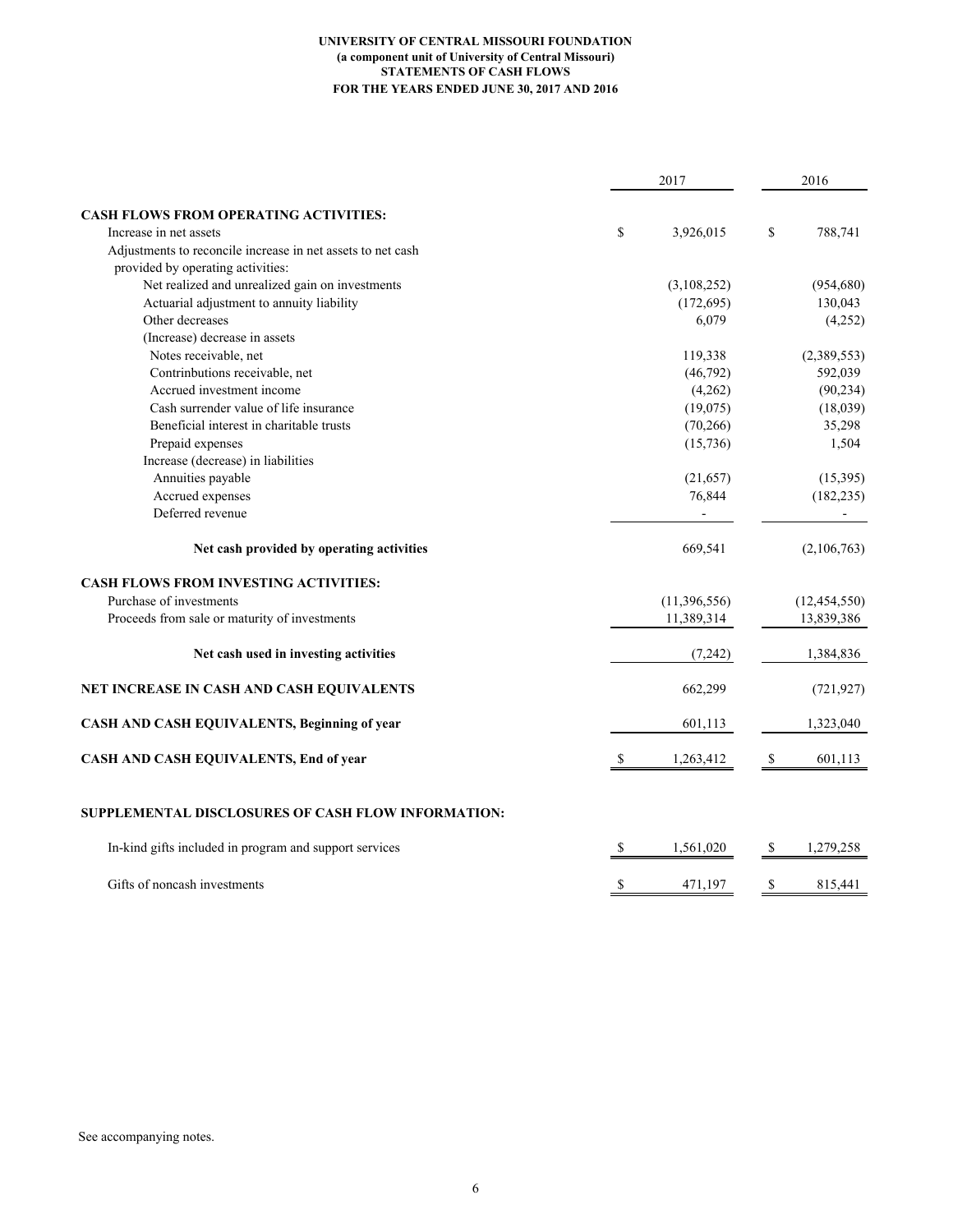**UNIVERSITY OF CENTRAL MISSOURI FOUNDATION**
**(a component unit of University of Central Missouri)**
**STATEMENTS OF CASH FLOWS**
**FOR THE YEARS ENDED JUNE 30, 2017 AND 2016**

| | 2017 | 2016 |
|---|---|---|
| **CASH FLOWS FROM OPERATING ACTIVITIES:** | | |
| Increase in net assets | $ 3,926,015 | $ 788,741 |
| Adjustments to reconcile increase in net assets to net cash provided by operating activities: | | |
| Net realized and unrealized gain on investments | (3,108,252) | (954,680) |
| Actuarial adjustment to annuity liability | (172,695) | 130,043 |
| Other decreases | 6,079 | (4,252) |
| (Increase) decrease in assets | | |
| Notes receivable, net | 119,338 | (2,389,553) |
| Contrinbutions receivable, net | (46,792) | 592,039 |
| Accrued investment income | (4,262) | (90,234) |
| Cash surrender value of life insurance | (19,075) | (18,039) |
| Beneficial interest in charitable trusts | (70,266) | 35,298 |
| Prepaid expenses | (15,736) | 1,504 |
| Increase (decrease) in liabilities | | |
| Annuities payable | (21,657) | (15,395) |
| Accrued expenses | 76,844 | (182,235) |
| Deferred revenue | - | - |
| **Net cash provided by operating activities** | 669,541 | (2,106,763) |
| **CASH FLOWS FROM INVESTING ACTIVITIES:** | | |
| Purchase of investments | (11,396,556) | (12,454,550) |
| Proceeds from sale or maturity of investments | 11,389,314 | 13,839,386 |
| **Net cash used in investing activities** | (7,242) | 1,384,836 |
| **NET INCREASE IN CASH AND CASH EQUIVALENTS** | 662,299 | (721,927) |
| **CASH AND CASH EQUIVALENTS, Beginning of year** | 601,113 | 1,323,040 |
| **CASH AND CASH EQUIVALENTS, End of year** | $ 1,263,412 | $ 601,113 |
| **SUPPLEMENTAL DISCLOSURES OF CASH FLOW INFORMATION:** | | |
| In-kind gifts included in program and support services | $ 1,561,020 | $ 1,279,258 |
| Gifts of noncash investments | $ 471,197 | $ 815,441 |

See accompanying notes.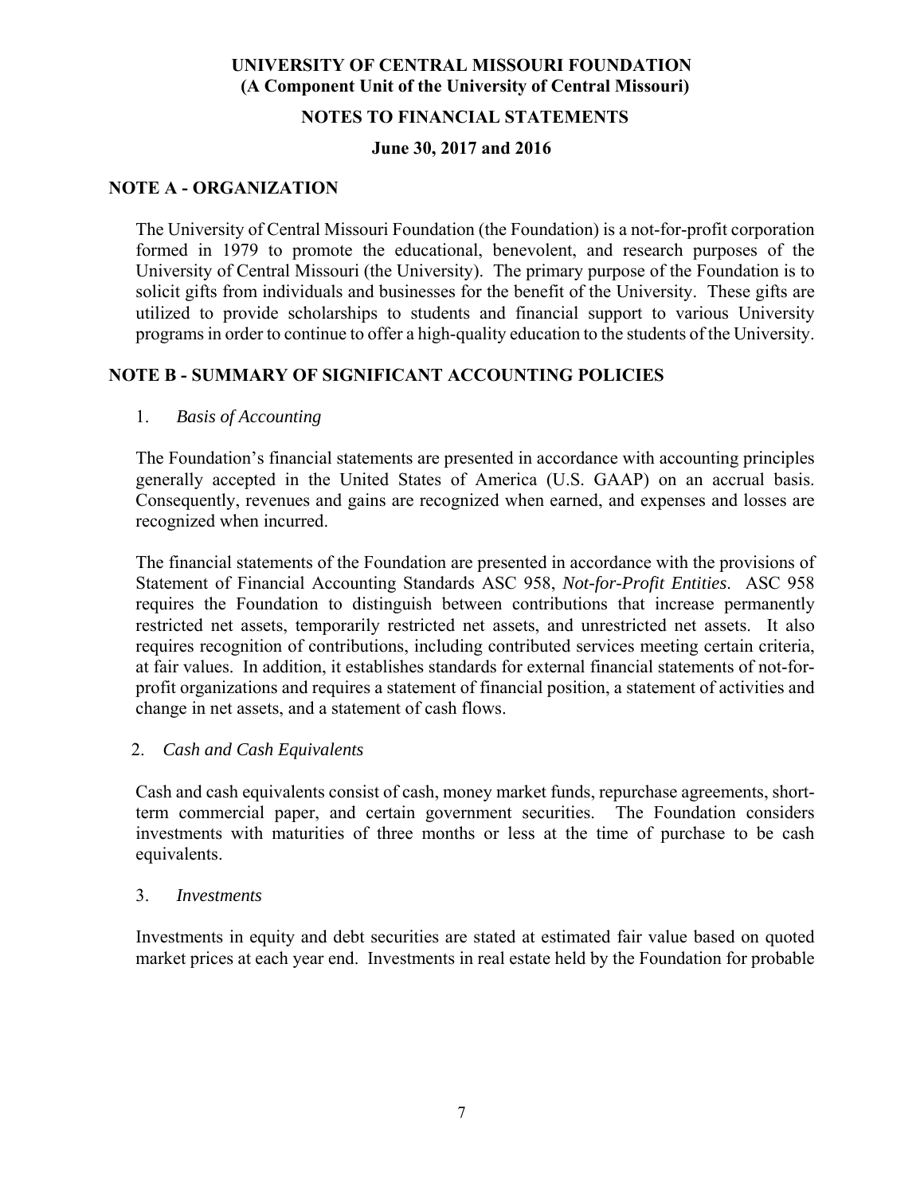# UNIVERSITY OF CENTRAL MISSOURI FOUNDATION
## (A Component Unit of the University of Central Missouri)

## NOTES TO FINANCIAL STATEMENTS

### June 30, 2017 and 2016

## NOTE A - ORGANIZATION

The University of Central Missouri Foundation (the Foundation) is a not-for-profit corporation formed in 1979 to promote the educational, benevolent, and research purposes of the University of Central Missouri (the University). The primary purpose of the Foundation is to solicit gifts from individuals and businesses for the benefit of the University. These gifts are utilized to provide scholarships to students and financial support to various University programs in order to continue to offer a high-quality education to the students of the University.

## NOTE B - SUMMARY OF SIGNIFICANT ACCOUNTING POLICIES

1. *Basis of Accounting*

The Foundation's financial statements are presented in accordance with accounting principles generally accepted in the United States of America (U.S. GAAP) on an accrual basis. Consequently, revenues and gains are recognized when earned, and expenses and losses are recognized when incurred.

The financial statements of the Foundation are presented in accordance with the provisions of Statement of Financial Accounting Standards ASC 958, *Not-for-Profit Entities*. ASC 958 requires the Foundation to distinguish between contributions that increase permanently restricted net assets, temporarily restricted net assets, and unrestricted net assets. It also requires recognition of contributions, including contributed services meeting certain criteria, at fair values. In addition, it establishes standards for external financial statements of not-for-profit organizations and requires a statement of financial position, a statement of activities and change in net assets, and a statement of cash flows.

2. *Cash and Cash Equivalents*

Cash and cash equivalents consist of cash, money market funds, repurchase agreements, short-term commercial paper, and certain government securities. The Foundation considers investments with maturities of three months or less at the time of purchase to be cash equivalents.

3. *Investments*

Investments in equity and debt securities are stated at estimated fair value based on quoted market prices at each year end. Investments in real estate held by the Foundation for probable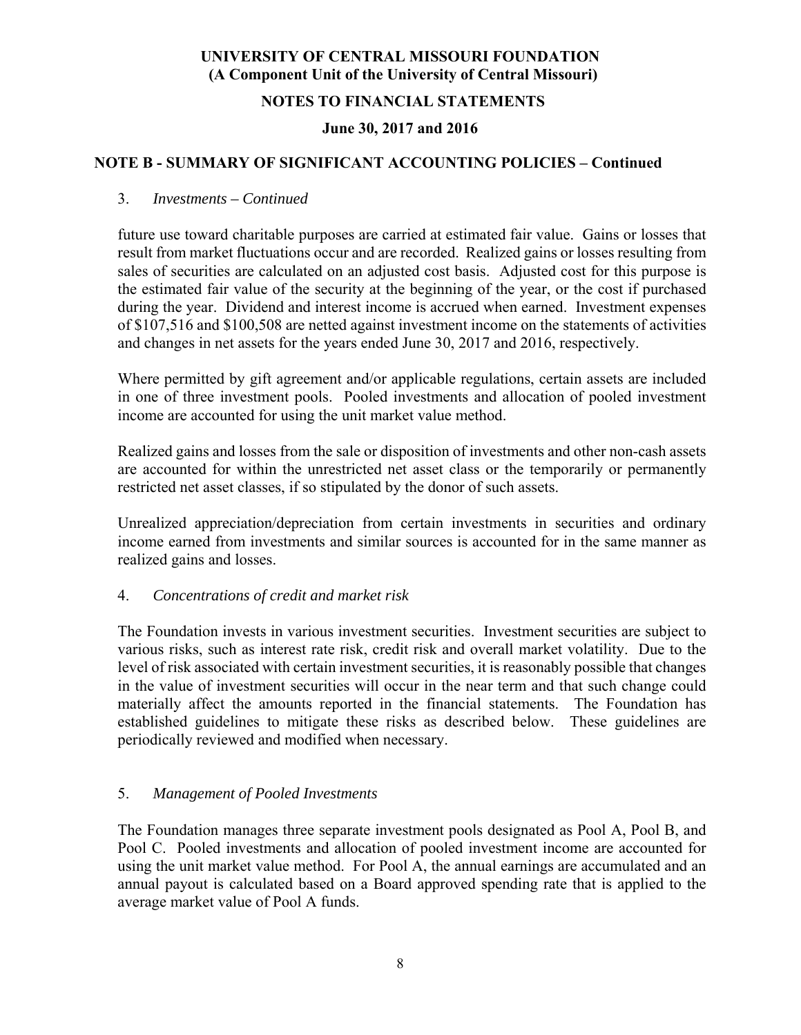## NOTE B - SUMMARY OF SIGNIFICANT ACCOUNTING POLICIES – Continued

3. *Investments – Continued*

future use toward charitable purposes are carried at estimated fair value. Gains or losses that result from market fluctuations occur and are recorded. Realized gains or losses resulting from sales of securities are calculated on an adjusted cost basis. Adjusted cost for this purpose is the estimated fair value of the security at the beginning of the year, or the cost if purchased during the year. Dividend and interest income is accrued when earned. Investment expenses of $107,516 and $100,508 are netted against investment income on the statements of activities and changes in net assets for the years ended June 30, 2017 and 2016, respectively.

Where permitted by gift agreement and/or applicable regulations, certain assets are included in one of three investment pools. Pooled investments and allocation of pooled investment income are accounted for using the unit market value method.

Realized gains and losses from the sale or disposition of investments and other non-cash assets are accounted for within the unrestricted net asset class or the temporarily or permanently restricted net asset classes, if so stipulated by the donor of such assets.

Unrealized appreciation/depreciation from certain investments in securities and ordinary income earned from investments and similar sources is accounted for in the same manner as realized gains and losses.

4. *Concentrations of credit and market risk*

The Foundation invests in various investment securities. Investment securities are subject to various risks, such as interest rate risk, credit risk and overall market volatility. Due to the level of risk associated with certain investment securities, it is reasonably possible that changes in the value of investment securities will occur in the near term and that such change could materially affect the amounts reported in the financial statements. The Foundation has established guidelines to mitigate these risks as described below. These guidelines are periodically reviewed and modified when necessary.

5. *Management of Pooled Investments*

The Foundation manages three separate investment pools designated as Pool A, Pool B, and Pool C. Pooled investments and allocation of pooled investment income are accounted for using the unit market value method. For Pool A, the annual earnings are accumulated and an annual payout is calculated based on a Board approved spending rate that is applied to the average market value of Pool A funds.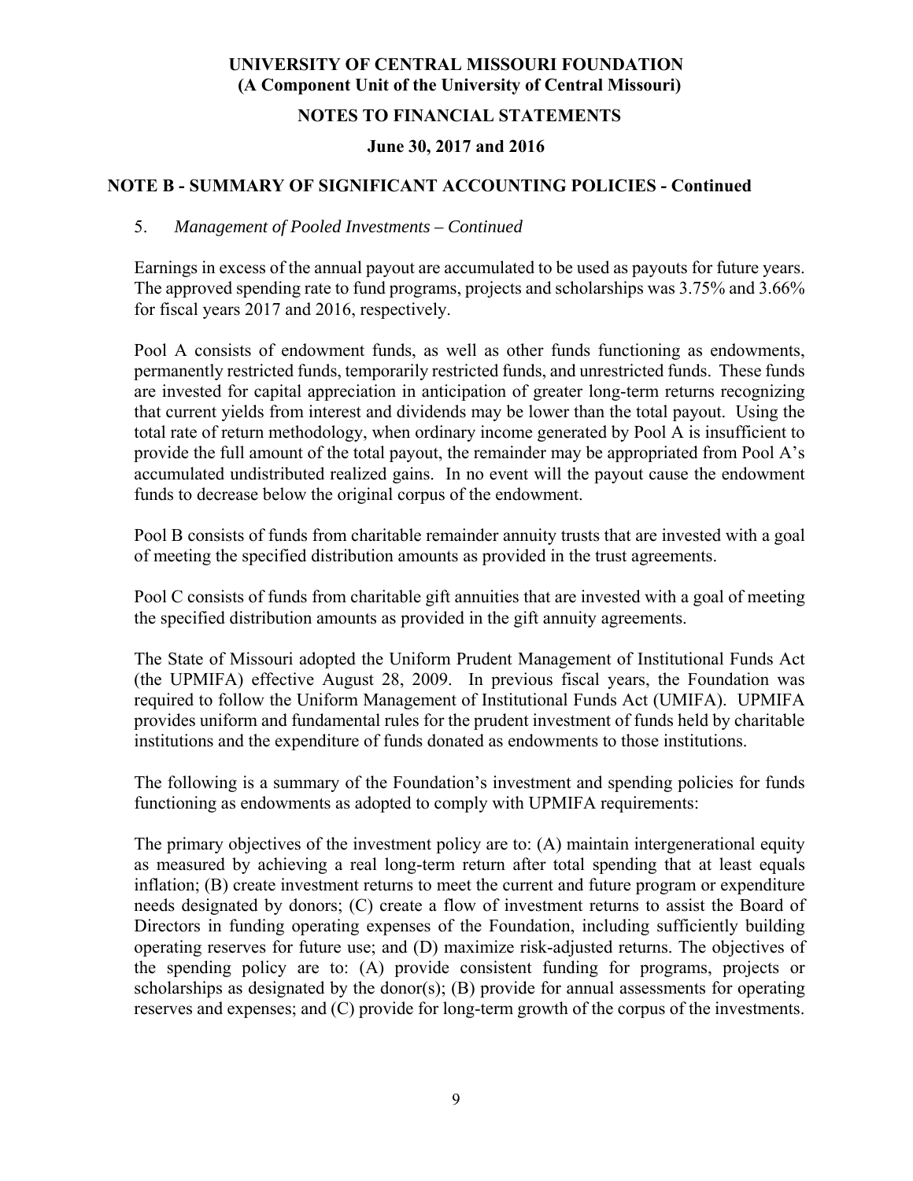**UNIVERSITY OF CENTRAL MISSOURI FOUNDATION**
**(A Component Unit of the University of Central Missouri)**

**NOTES TO FINANCIAL STATEMENTS**

**June 30, 2017 and 2016**

## NOTE B - SUMMARY OF SIGNIFICANT ACCOUNTING POLICIES - Continued

5. *Management of Pooled Investments – Continued*

Earnings in excess of the annual payout are accumulated to be used as payouts for future years. The approved spending rate to fund programs, projects and scholarships was 3.75% and 3.66% for fiscal years 2017 and 2016, respectively.

Pool A consists of endowment funds, as well as other funds functioning as endowments, permanently restricted funds, temporarily restricted funds, and unrestricted funds. These funds are invested for capital appreciation in anticipation of greater long-term returns recognizing that current yields from interest and dividends may be lower than the total payout. Using the total rate of return methodology, when ordinary income generated by Pool A is insufficient to provide the full amount of the total payout, the remainder may be appropriated from Pool A's accumulated undistributed realized gains. In no event will the payout cause the endowment funds to decrease below the original corpus of the endowment.

Pool B consists of funds from charitable remainder annuity trusts that are invested with a goal of meeting the specified distribution amounts as provided in the trust agreements.

Pool C consists of funds from charitable gift annuities that are invested with a goal of meeting the specified distribution amounts as provided in the gift annuity agreements.

The State of Missouri adopted the Uniform Prudent Management of Institutional Funds Act (the UPMIFA) effective August 28, 2009. In previous fiscal years, the Foundation was required to follow the Uniform Management of Institutional Funds Act (UMIFA). UPMIFA provides uniform and fundamental rules for the prudent investment of funds held by charitable institutions and the expenditure of funds donated as endowments to those institutions.

The following is a summary of the Foundation's investment and spending policies for funds functioning as endowments as adopted to comply with UPMIFA requirements:

The primary objectives of the investment policy are to: (A) maintain intergenerational equity as measured by achieving a real long-term return after total spending that at least equals inflation; (B) create investment returns to meet the current and future program or expenditure needs designated by donors; (C) create a flow of investment returns to assist the Board of Directors in funding operating expenses of the Foundation, including sufficiently building operating reserves for future use; and (D) maximize risk-adjusted returns. The objectives of the spending policy are to: (A) provide consistent funding for programs, projects or scholarships as designated by the donor(s); (B) provide for annual assessments for operating reserves and expenses; and (C) provide for long-term growth of the corpus of the investments.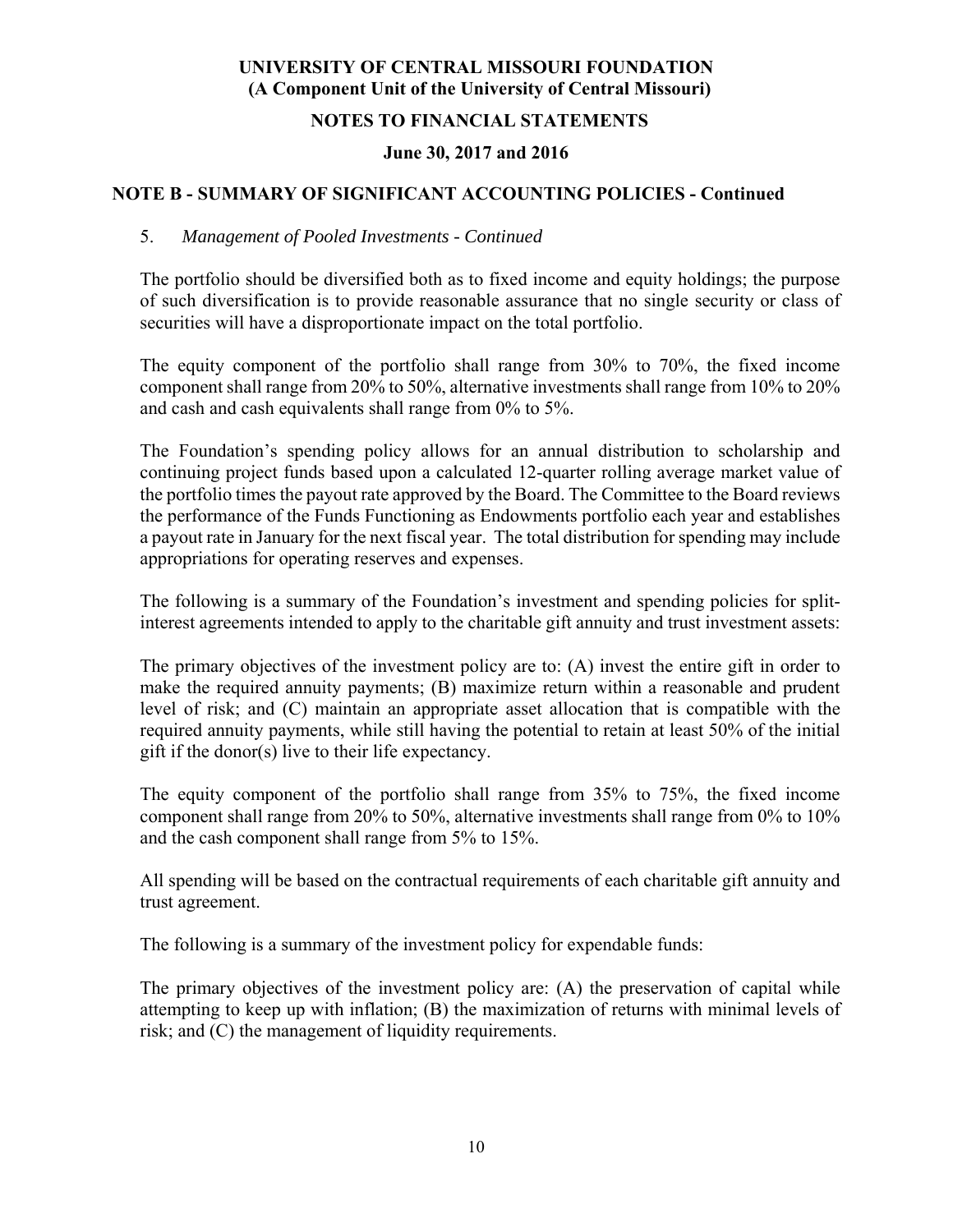## NOTE B - SUMMARY OF SIGNIFICANT ACCOUNTING POLICIES - Continued

5. *Management of Pooled Investments - Continued*

The portfolio should be diversified both as to fixed income and equity holdings; the purpose of such diversification is to provide reasonable assurance that no single security or class of securities will have a disproportionate impact on the total portfolio.

The equity component of the portfolio shall range from 30% to 70%, the fixed income component shall range from 20% to 50%, alternative investments shall range from 10% to 20% and cash and cash equivalents shall range from 0% to 5%.

The Foundation's spending policy allows for an annual distribution to scholarship and continuing project funds based upon a calculated 12-quarter rolling average market value of the portfolio times the payout rate approved by the Board. The Committee to the Board reviews the performance of the Funds Functioning as Endowments portfolio each year and establishes a payout rate in January for the next fiscal year. The total distribution for spending may include appropriations for operating reserves and expenses.

The following is a summary of the Foundation's investment and spending policies for split-interest agreements intended to apply to the charitable gift annuity and trust investment assets:

The primary objectives of the investment policy are to: (A) invest the entire gift in order to make the required annuity payments; (B) maximize return within a reasonable and prudent level of risk; and (C) maintain an appropriate asset allocation that is compatible with the required annuity payments, while still having the potential to retain at least 50% of the initial gift if the donor(s) live to their life expectancy.

The equity component of the portfolio shall range from 35% to 75%, the fixed income component shall range from 20% to 50%, alternative investments shall range from 0% to 10% and the cash component shall range from 5% to 15%.

All spending will be based on the contractual requirements of each charitable gift annuity and trust agreement.

The following is a summary of the investment policy for expendable funds:

The primary objectives of the investment policy are: (A) the preservation of capital while attempting to keep up with inflation; (B) the maximization of returns with minimal levels of risk; and (C) the management of liquidity requirements.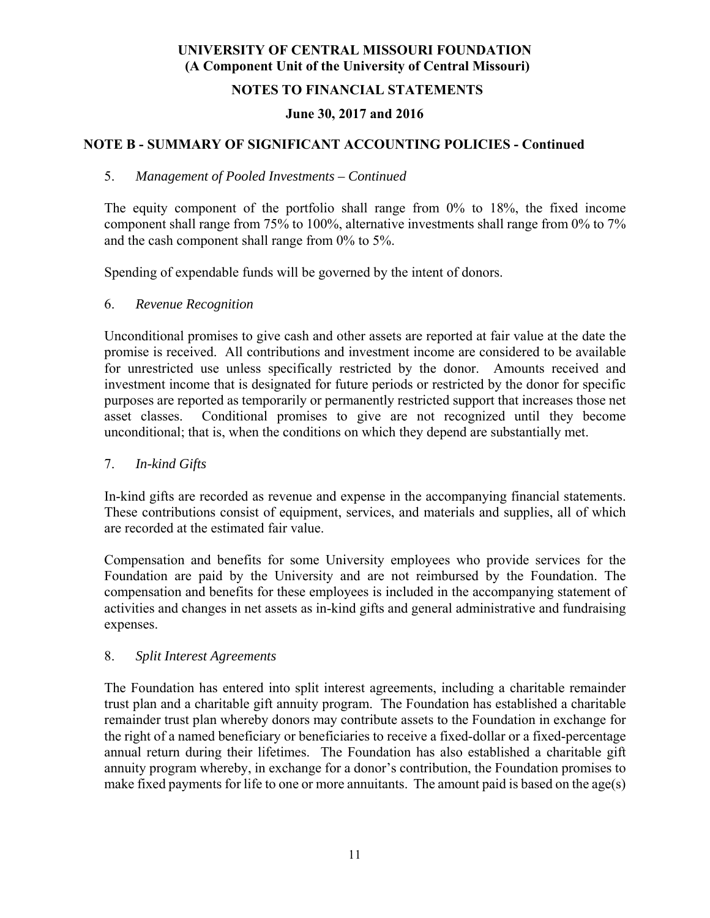# UNIVERSITY OF CENTRAL MISSOURI FOUNDATION
## (A Component Unit of the University of Central Missouri)

## NOTES TO FINANCIAL STATEMENTS

### June 30, 2017 and 2016

## NOTE B - SUMMARY OF SIGNIFICANT ACCOUNTING POLICIES - Continued

5. *Management of Pooled Investments – Continued*

The equity component of the portfolio shall range from 0% to 18%, the fixed income component shall range from 75% to 100%, alternative investments shall range from 0% to 7% and the cash component shall range from 0% to 5%.

Spending of expendable funds will be governed by the intent of donors.

6. *Revenue Recognition*

Unconditional promises to give cash and other assets are reported at fair value at the date the promise is received. All contributions and investment income are considered to be available for unrestricted use unless specifically restricted by the donor. Amounts received and investment income that is designated for future periods or restricted by the donor for specific purposes are reported as temporarily or permanently restricted support that increases those net asset classes. Conditional promises to give are not recognized until they become unconditional; that is, when the conditions on which they depend are substantially met.

7. *In-kind Gifts*

In-kind gifts are recorded as revenue and expense in the accompanying financial statements. These contributions consist of equipment, services, and materials and supplies, all of which are recorded at the estimated fair value.

Compensation and benefits for some University employees who provide services for the Foundation are paid by the University and are not reimbursed by the Foundation. The compensation and benefits for these employees is included in the accompanying statement of activities and changes in net assets as in-kind gifts and general administrative and fundraising expenses.

8. *Split Interest Agreements*

The Foundation has entered into split interest agreements, including a charitable remainder trust plan and a charitable gift annuity program. The Foundation has established a charitable remainder trust plan whereby donors may contribute assets to the Foundation in exchange for the right of a named beneficiary or beneficiaries to receive a fixed-dollar or a fixed-percentage annual return during their lifetimes. The Foundation has also established a charitable gift annuity program whereby, in exchange for a donor's contribution, the Foundation promises to make fixed payments for life to one or more annuitants. The amount paid is based on the age(s)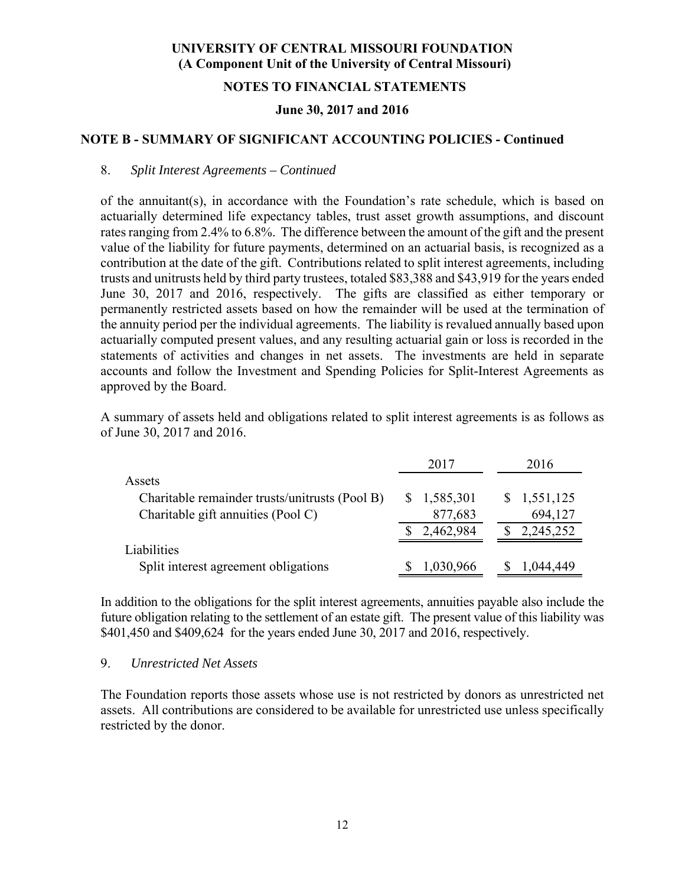## NOTE B - SUMMARY OF SIGNIFICANT ACCOUNTING POLICIES - Continued

8. *Split Interest Agreements – Continued*

of the annuitant(s), in accordance with the Foundation's rate schedule, which is based on actuarially determined life expectancy tables, trust asset growth assumptions, and discount rates ranging from 2.4% to 6.8%. The difference between the amount of the gift and the present value of the liability for future payments, determined on an actuarial basis, is recognized as a contribution at the date of the gift. Contributions related to split interest agreements, including trusts and unitrusts held by third party trustees, totaled $83,388 and $43,919 for the years ended June 30, 2017 and 2016, respectively. The gifts are classified as either temporary or permanently restricted assets based on how the remainder will be used at the termination of the annuity period per the individual agreements. The liability is revalued annually based upon actuarially computed present values, and any resulting actuarial gain or loss is recorded in the statements of activities and changes in net assets. The investments are held in separate accounts and follow the Investment and Spending Policies for Split-Interest Agreements as approved by the Board.

A summary of assets held and obligations related to split interest agreements is as follows as of June 30, 2017 and 2016.

| | 2017 | 2016 |
|---|---|---|
| Assets | | |
| Charitable remainder trusts/unitrusts (Pool B) | $ 1,585,301 | $ 1,551,125 |
| Charitable gift annuities (Pool C) | 877,683 | 694,127 |
| | $ 2,462,984 | $ 2,245,252 |
| Liabilities | | |
| Split interest agreement obligations | $ 1,030,966 | $ 1,044,449 |

In addition to the obligations for the split interest agreements, annuities payable also include the future obligation relating to the settlement of an estate gift. The present value of this liability was $401,450 and $409,624 for the years ended June 30, 2017 and 2016, respectively.

9. *Unrestricted Net Assets*

The Foundation reports those assets whose use is not restricted by donors as unrestricted net assets. All contributions are considered to be available for unrestricted use unless specifically restricted by the donor.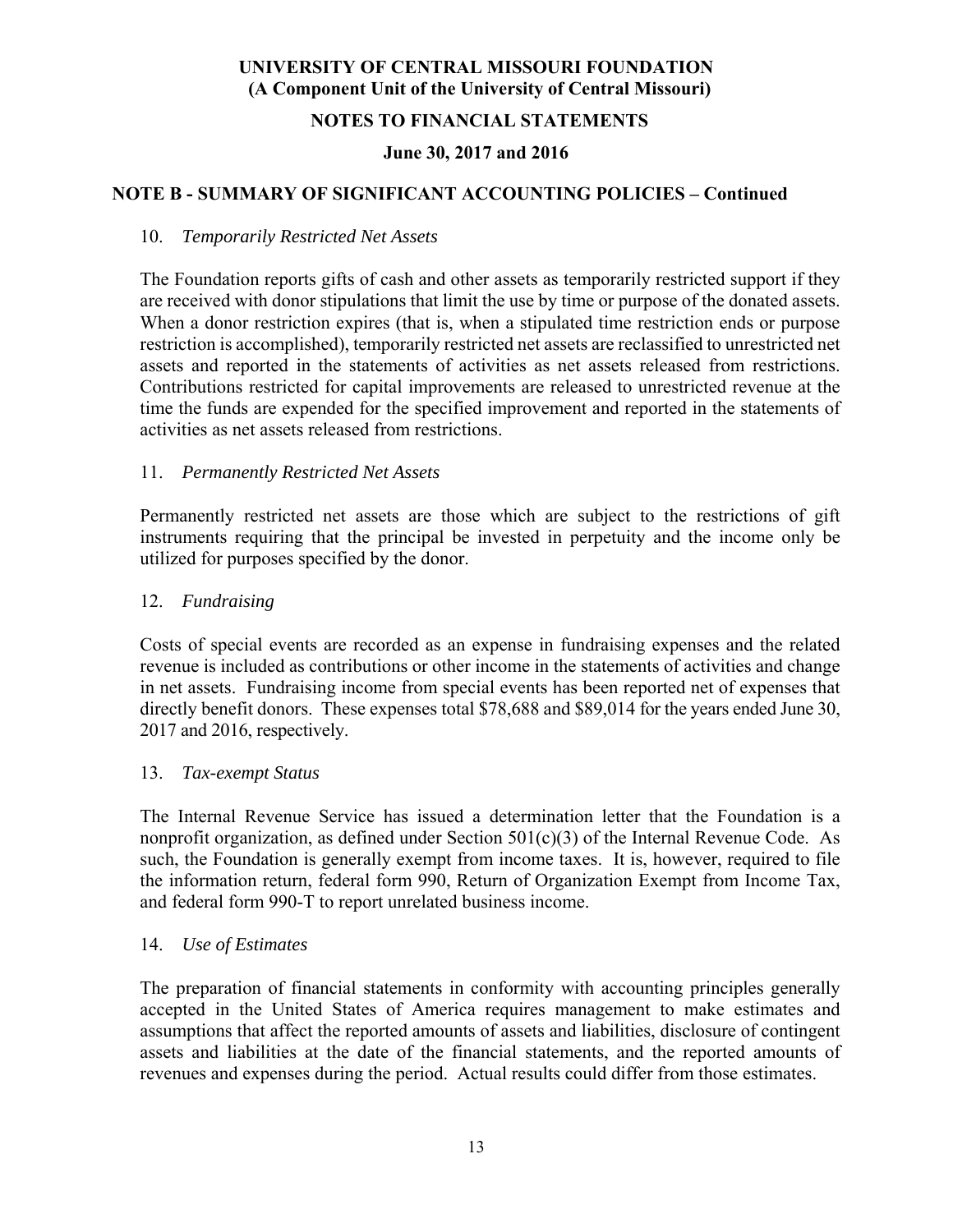## NOTE B - SUMMARY OF SIGNIFICANT ACCOUNTING POLICIES – Continued

10. *Temporarily Restricted Net Assets*

The Foundation reports gifts of cash and other assets as temporarily restricted support if they are received with donor stipulations that limit the use by time or purpose of the donated assets. When a donor restriction expires (that is, when a stipulated time restriction ends or purpose restriction is accomplished), temporarily restricted net assets are reclassified to unrestricted net assets and reported in the statements of activities as net assets released from restrictions. Contributions restricted for capital improvements are released to unrestricted revenue at the time the funds are expended for the specified improvement and reported in the statements of activities as net assets released from restrictions.

11. *Permanently Restricted Net Assets*

Permanently restricted net assets are those which are subject to the restrictions of gift instruments requiring that the principal be invested in perpetuity and the income only be utilized for purposes specified by the donor.

12. *Fundraising*

Costs of special events are recorded as an expense in fundraising expenses and the related revenue is included as contributions or other income in the statements of activities and change in net assets. Fundraising income from special events has been reported net of expenses that directly benefit donors. These expenses total $78,688 and $89,014 for the years ended June 30, 2017 and 2016, respectively.

13. *Tax-exempt Status*

The Internal Revenue Service has issued a determination letter that the Foundation is a nonprofit organization, as defined under Section 501(c)(3) of the Internal Revenue Code. As such, the Foundation is generally exempt from income taxes. It is, however, required to file the information return, federal form 990, Return of Organization Exempt from Income Tax, and federal form 990-T to report unrelated business income.

14. *Use of Estimates*

The preparation of financial statements in conformity with accounting principles generally accepted in the United States of America requires management to make estimates and assumptions that affect the reported amounts of assets and liabilities, disclosure of contingent assets and liabilities at the date of the financial statements, and the reported amounts of revenues and expenses during the period. Actual results could differ from those estimates.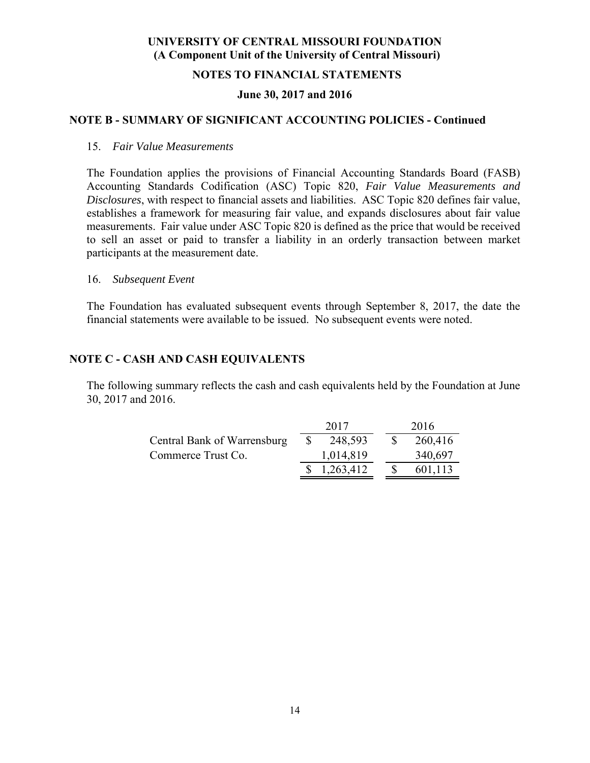## NOTE B - SUMMARY OF SIGNIFICANT ACCOUNTING POLICIES - Continued

15. *Fair Value Measurements*

The Foundation applies the provisions of Financial Accounting Standards Board (FASB) Accounting Standards Codification (ASC) Topic 820, *Fair Value Measurements and Disclosures*, with respect to financial assets and liabilities. ASC Topic 820 defines fair value, establishes a framework for measuring fair value, and expands disclosures about fair value measurements. Fair value under ASC Topic 820 is defined as the price that would be received to sell an asset or paid to transfer a liability in an orderly transaction between market participants at the measurement date.

16. *Subsequent Event*

The Foundation has evaluated subsequent events through September 8, 2017, the date the financial statements were available to be issued. No subsequent events were noted.

## NOTE C - CASH AND CASH EQUIVALENTS

The following summary reflects the cash and cash equivalents held by the Foundation at June 30, 2017 and 2016.

| | 2017 | 2016 |
|---|---|---|
| Central Bank of Warrensburg | $ 248,593 | $ 260,416 |
| Commerce Trust Co. | 1,014,819 | 340,697 |
| | $ 1,263,412 | $ 601,113 |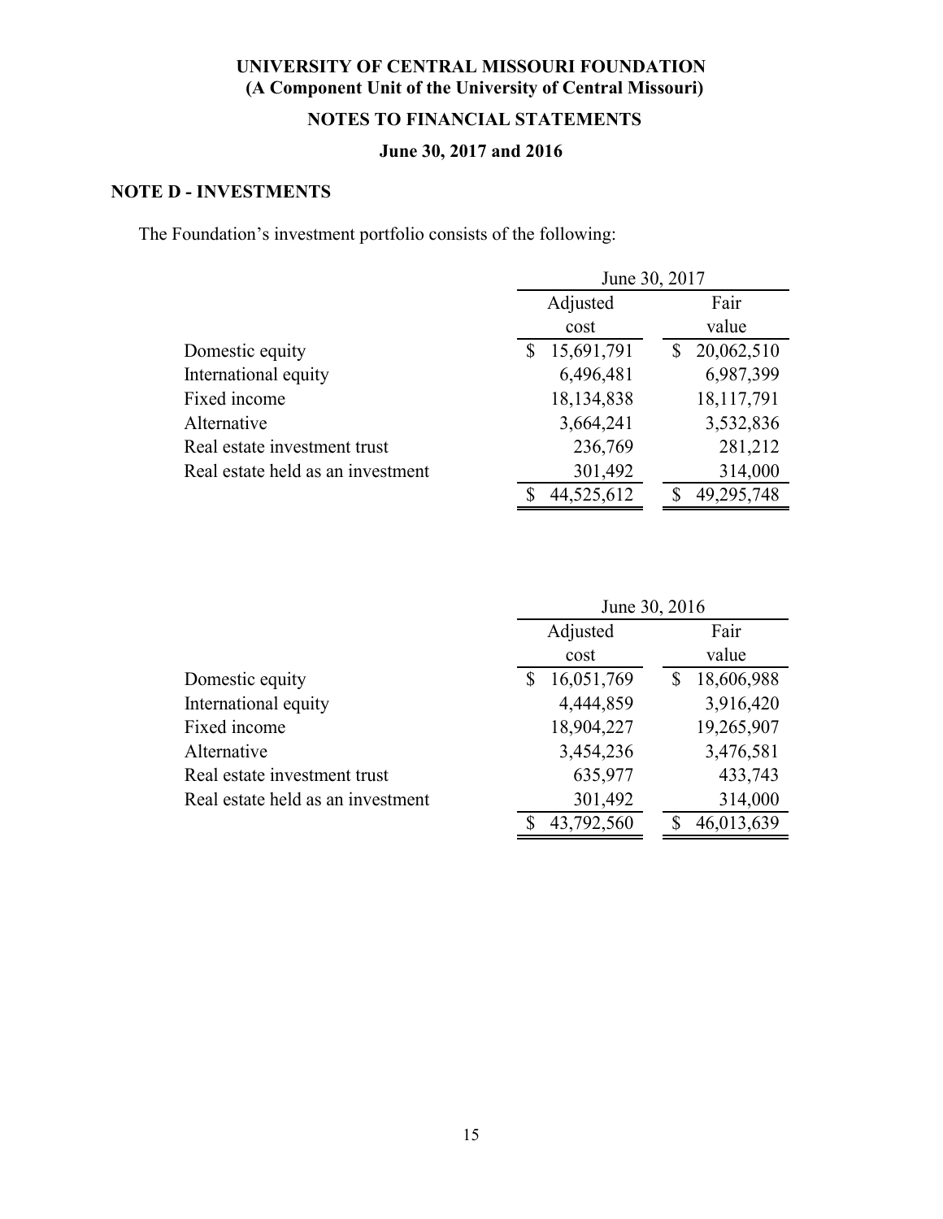## NOTE D - INVESTMENTS

The Foundation's investment portfolio consists of the following:

| | June 30, 2017 | |
|---|---|---|
| | Adjusted cost | Fair value |
| Domestic equity | $ 15,691,791 | $ 20,062,510 |
| International equity | 6,496,481 | 6,987,399 |
| Fixed income | 18,134,838 | 18,117,791 |
| Alternative | 3,664,241 | 3,532,836 |
| Real estate investment trust | 236,769 | 281,212 |
| Real estate held as an investment | 301,492 | 314,000 |
| | $ 44,525,612 | $ 49,295,748 |

| | June 30, 2016 | |
|---|---|---|
| | Adjusted cost | Fair value |
| Domestic equity | $ 16,051,769 | $ 18,606,988 |
| International equity | 4,444,859 | 3,916,420 |
| Fixed income | 18,904,227 | 19,265,907 |
| Alternative | 3,454,236 | 3,476,581 |
| Real estate investment trust | 635,977 | 433,743 |
| Real estate held as an investment | 301,492 | 314,000 |
| | $ 43,792,560 | $ 46,013,639 |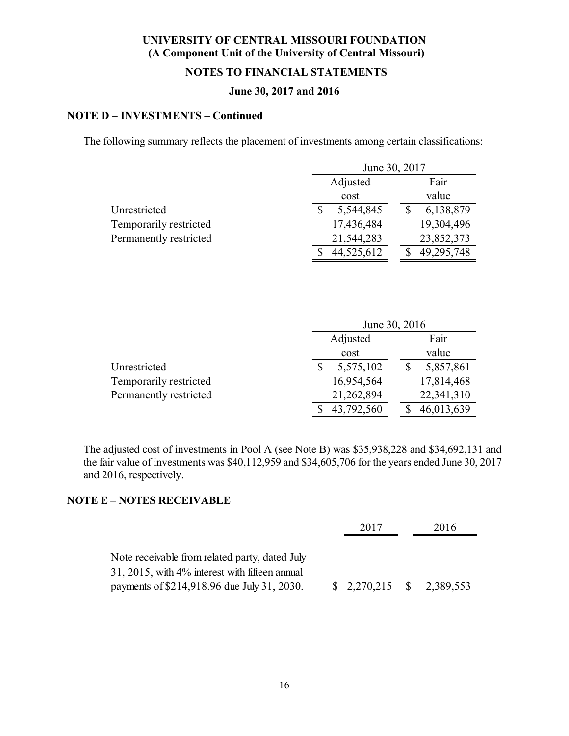**UNIVERSITY OF CENTRAL MISSOURI FOUNDATION**
**(A Component Unit of the University of Central Missouri)**

**NOTES TO FINANCIAL STATEMENTS**

**June 30, 2017 and 2016**

**NOTE D – INVESTMENTS – Continued**

The following summary reflects the placement of investments among certain classifications:

| | June 30, 2017 | |
|---|---|---|
| | Adjusted cost | Fair value |
| Unrestricted | $ 5,544,845 | $ 6,138,879 |
| Temporarily restricted | 17,436,484 | 19,304,496 |
| Permanently restricted | 21,544,283 | 23,852,373 |
| | $ 44,525,612 | $ 49,295,748 |

| | June 30, 2016 | |
|---|---|---|
| | Adjusted cost | Fair value |
| Unrestricted | $ 5,575,102 | $ 5,857,861 |
| Temporarily restricted | 16,954,564 | 17,814,468 |
| Permanently restricted | 21,262,894 | 22,341,310 |
| | $ 43,792,560 | $ 46,013,639 |

The adjusted cost of investments in Pool A (see Note B) was $35,938,228 and $34,692,131 and the fair value of investments was $40,112,959 and $34,605,706 for the years ended June 30, 2017 and 2016, respectively.

**NOTE E – NOTES RECEIVABLE**

| | 2017 | 2016 |
|---|---|---|
| Note receivable from related party, dated July 31, 2015, with 4% interest with fifteen annual payments of $214,918.96 due July 31, 2030. | $ 2,270,215 | $ 2,389,553 |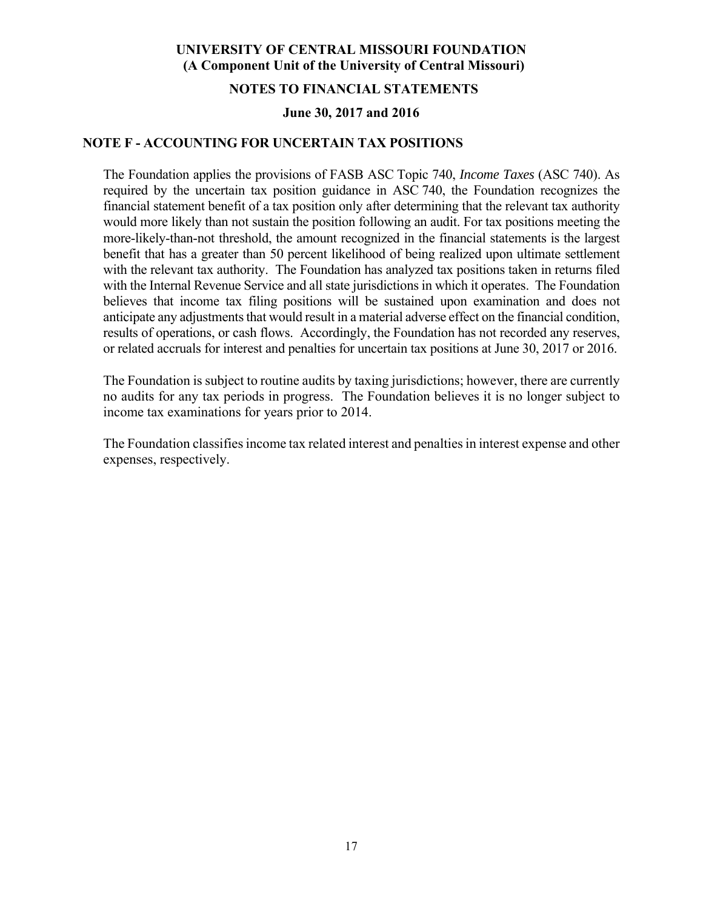**UNIVERSITY OF CENTRAL MISSOURI FOUNDATION**
**(A Component Unit of the University of Central Missouri)**

**NOTES TO FINANCIAL STATEMENTS**

**June 30, 2017 and 2016**

## NOTE F - ACCOUNTING FOR UNCERTAIN TAX POSITIONS

The Foundation applies the provisions of FASB ASC Topic 740, *Income Taxes* (ASC 740). As required by the uncertain tax position guidance in ASC 740, the Foundation recognizes the financial statement benefit of a tax position only after determining that the relevant tax authority would more likely than not sustain the position following an audit. For tax positions meeting the more-likely-than-not threshold, the amount recognized in the financial statements is the largest benefit that has a greater than 50 percent likelihood of being realized upon ultimate settlement with the relevant tax authority. The Foundation has analyzed tax positions taken in returns filed with the Internal Revenue Service and all state jurisdictions in which it operates. The Foundation believes that income tax filing positions will be sustained upon examination and does not anticipate any adjustments that would result in a material adverse effect on the financial condition, results of operations, or cash flows. Accordingly, the Foundation has not recorded any reserves, or related accruals for interest and penalties for uncertain tax positions at June 30, 2017 or 2016.

The Foundation is subject to routine audits by taxing jurisdictions; however, there are currently no audits for any tax periods in progress. The Foundation believes it is no longer subject to income tax examinations for years prior to 2014.

The Foundation classifies income tax related interest and penalties in interest expense and other expenses, respectively.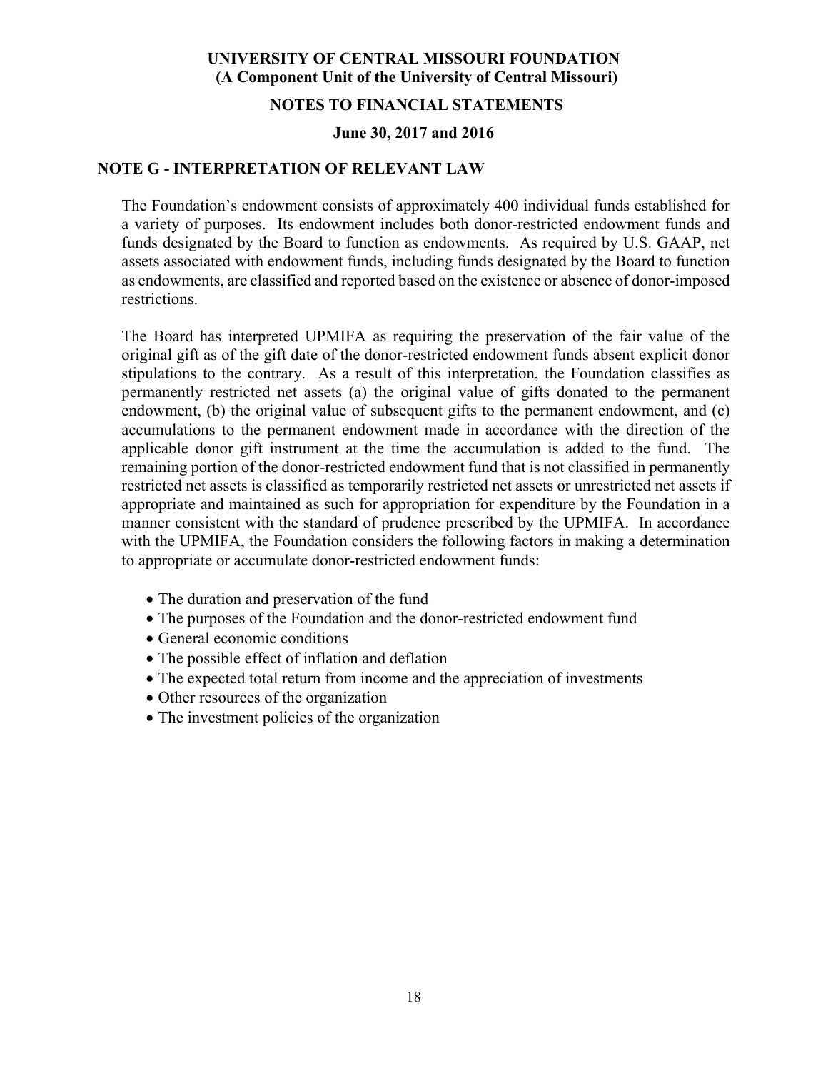## NOTE G - INTERPRETATION OF RELEVANT LAW

The Foundation's endowment consists of approximately 400 individual funds established for a variety of purposes. Its endowment includes both donor-restricted endowment funds and funds designated by the Board to function as endowments. As required by U.S. GAAP, net assets associated with endowment funds, including funds designated by the Board to function as endowments, are classified and reported based on the existence or absence of donor-imposed restrictions.

The Board has interpreted UPMIFA as requiring the preservation of the fair value of the original gift as of the gift date of the donor-restricted endowment funds absent explicit donor stipulations to the contrary. As a result of this interpretation, the Foundation classifies as permanently restricted net assets (a) the original value of gifts donated to the permanent endowment, (b) the original value of subsequent gifts to the permanent endowment, and (c) accumulations to the permanent endowment made in accordance with the direction of the applicable donor gift instrument at the time the accumulation is added to the fund. The remaining portion of the donor-restricted endowment fund that is not classified in permanently restricted net assets is classified as temporarily restricted net assets or unrestricted net assets if appropriate and maintained as such for appropriation for expenditure by the Foundation in a manner consistent with the standard of prudence prescribed by the UPMIFA. In accordance with the UPMIFA, the Foundation considers the following factors in making a determination to appropriate or accumulate donor-restricted endowment funds:

- The duration and preservation of the fund
- The purposes of the Foundation and the donor-restricted endowment fund
- General economic conditions
- The possible effect of inflation and deflation
- The expected total return from income and the appreciation of investments
- Other resources of the organization
- The investment policies of the organization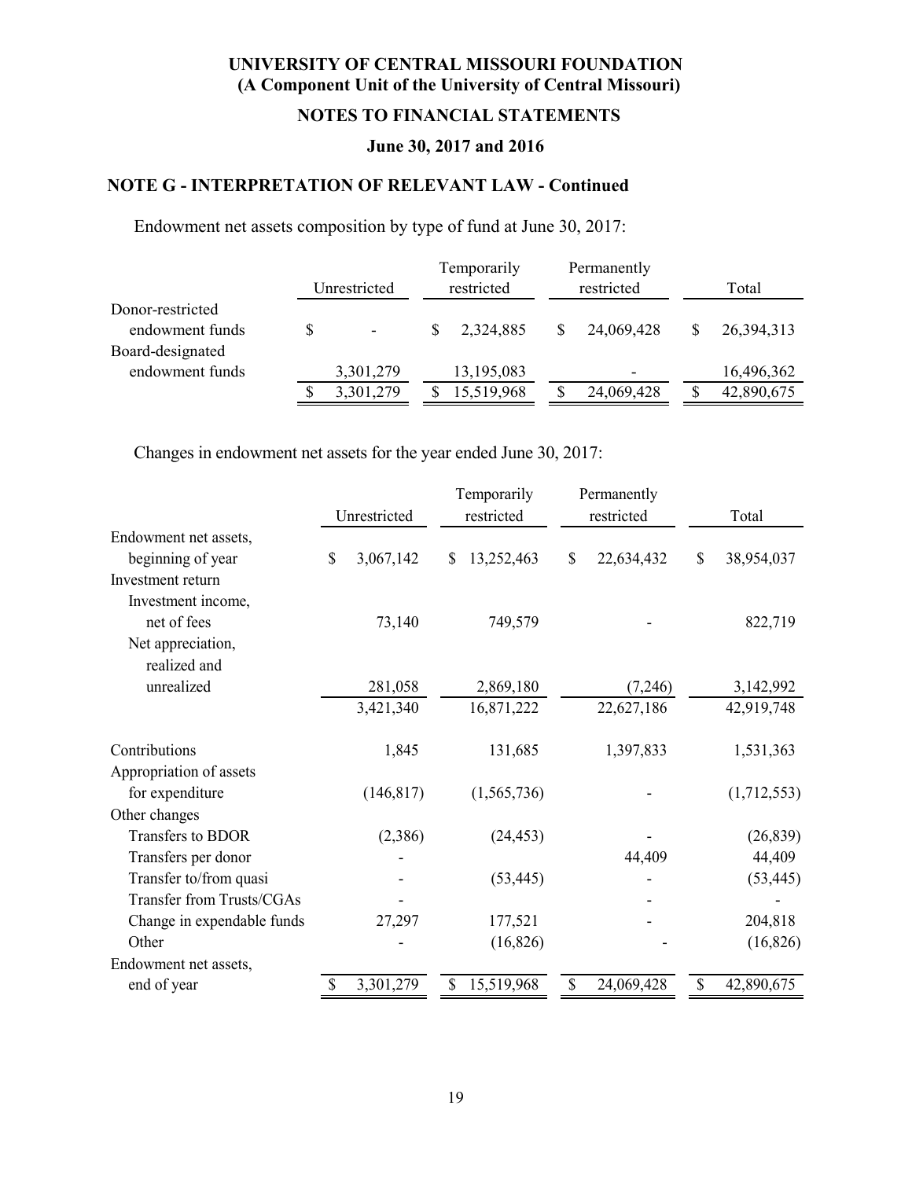# UNIVERSITY OF CENTRAL MISSOURI FOUNDATION
## (A Component Unit of the University of Central Missouri)

## NOTES TO FINANCIAL STATEMENTS

### June 30, 2017 and 2016

### NOTE G - INTERPRETATION OF RELEVANT LAW - Continued

Endowment net assets composition by type of fund at June 30, 2017:

| | Unrestricted | Temporarily restricted | Permanently restricted | Total |
|---|---|---|---|---|
| Donor-restricted endowment funds | $ - | $ 2,324,885 | $ 24,069,428 | $ 26,394,313 |
| Board-designated endowment funds | 3,301,279 | 13,195,083 | - | 16,496,362 |
| | $ 3,301,279 | $ 15,519,968 | $ 24,069,428 | $ 42,890,675 |

Changes in endowment net assets for the year ended June 30, 2017:

| | Unrestricted | Temporarily restricted | Permanently restricted | Total |
|---|---|---|---|---|
| Endowment net assets, beginning of year | $ 3,067,142 | $ 13,252,463 | $ 22,634,432 | $ 38,954,037 |
| Investment return | | | | |
| Investment income, net of fees | 73,140 | 749,579 | - | 822,719 |
| Net appreciation, realized and unrealized | 281,058 | 2,869,180 | (7,246) | 3,142,992 |
| | 3,421,340 | 16,871,222 | 22,627,186 | 42,919,748 |
| Contributions | 1,845 | 131,685 | 1,397,833 | 1,531,363 |
| Appropriation of assets for expenditure | (146,817) | (1,565,736) | - | (1,712,553) |
| Other changes | | | | |
| Transfers to BDOR | (2,386) | (24,453) | - | (26,839) |
| Transfers per donor | - | | 44,409 | 44,409 |
| Transfer to/from quasi | - | (53,445) | - | (53,445) |
| Transfer from Trusts/CGAs | - | | - | - |
| Change in expendable funds | 27,297 | 177,521 | - | 204,818 |
| Other | - | (16,826) | - | (16,826) |
| Endowment net assets, end of year | $ 3,301,279 | $ 15,519,968 | $ 24,069,428 | $ 42,890,675 |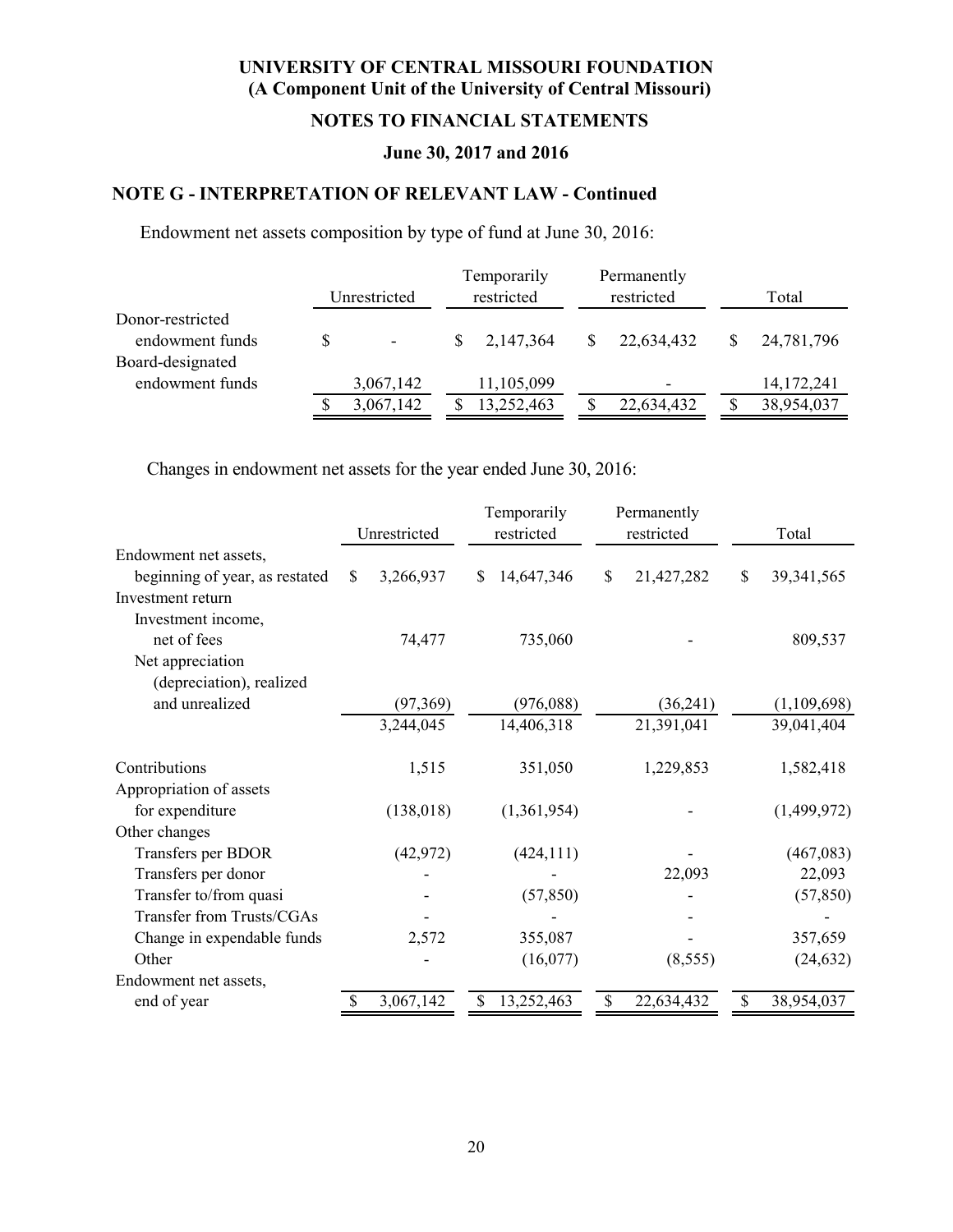# UNIVERSITY OF CENTRAL MISSOURI FOUNDATION
## (A Component Unit of the University of Central Missouri)

## NOTES TO FINANCIAL STATEMENTS

### June 30, 2017 and 2016

### NOTE G - INTERPRETATION OF RELEVANT LAW - Continued

Endowment net assets composition by type of fund at June 30, 2016:

| | Unrestricted | Temporarily restricted | Permanently restricted | Total |
|---|---|---|---|---|
| Donor-restricted endowment funds | $ - | $ 2,147,364 | $ 22,634,432 | $ 24,781,796 |
| Board-designated endowment funds | 3,067,142 | 11,105,099 | - | 14,172,241 |
| | $ 3,067,142 | $ 13,252,463 | $ 22,634,432 | $ 38,954,037 |

Changes in endowment net assets for the year ended June 30, 2016:

| | Unrestricted | Temporarily restricted | Permanently restricted | Total |
|---|---|---|---|---|
| Endowment net assets, beginning of year, as restated | $ 3,266,937 | $ 14,647,346 | $ 21,427,282 | $ 39,341,565 |
| Investment return | | | | |
| Investment income, net of fees | 74,477 | 735,060 | - | 809,537 |
| Net appreciation (depreciation), realized and unrealized | (97,369) | (976,088) | (36,241) | (1,109,698) |
| | 3,244,045 | 14,406,318 | 21,391,041 | 39,041,404 |
| Contributions | 1,515 | 351,050 | 1,229,853 | 1,582,418 |
| Appropriation of assets for expenditure | (138,018) | (1,361,954) | - | (1,499,972) |
| Other changes | | | | |
| Transfers per BDOR | (42,972) | (424,111) | - | (467,083) |
| Transfers per donor | - | - | 22,093 | 22,093 |
| Transfer to/from quasi | - | (57,850) | - | (57,850) |
| Transfer from Trusts/CGAs | - | - | - | - |
| Change in expendable funds | 2,572 | 355,087 | - | 357,659 |
| Other | - | (16,077) | (8,555) | (24,632) |
| Endowment net assets, end of year | $ 3,067,142 | $ 13,252,463 | $ 22,634,432 | $ 38,954,037 |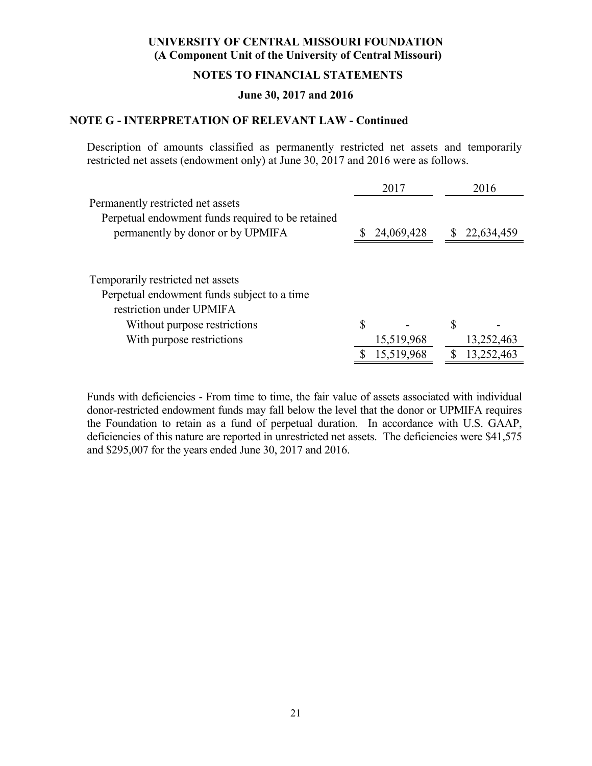## NOTE G - INTERPRETATION OF RELEVANT LAW - Continued

Description of amounts classified as permanently restricted net assets and temporarily restricted net assets (endowment only) at June 30, 2017 and 2016 were as follows.

| | 2017 | 2016 |
|---|---|---|
| Permanently restricted net assets | | |
| Perpetual endowment funds required to be retained permanently by donor or by UPMIFA | $ 24,069,428 | $ 22,634,459 |
| | | |
| Temporarily restricted net assets | | |
| Perpetual endowment funds subject to a time restriction under UPMIFA | | |
| Without purpose restrictions | $ - | $ - |
| With purpose restrictions | 15,519,968 | 13,252,463 |
| | $ 15,519,968 | $ 13,252,463 |

Funds with deficiencies - From time to time, the fair value of assets associated with individual donor-restricted endowment funds may fall below the level that the donor or UPMIFA requires the Foundation to retain as a fund of perpetual duration. In accordance with U.S. GAAP, deficiencies of this nature are reported in unrestricted net assets. The deficiencies were $41,575 and $295,007 for the years ended June 30, 2017 and 2016.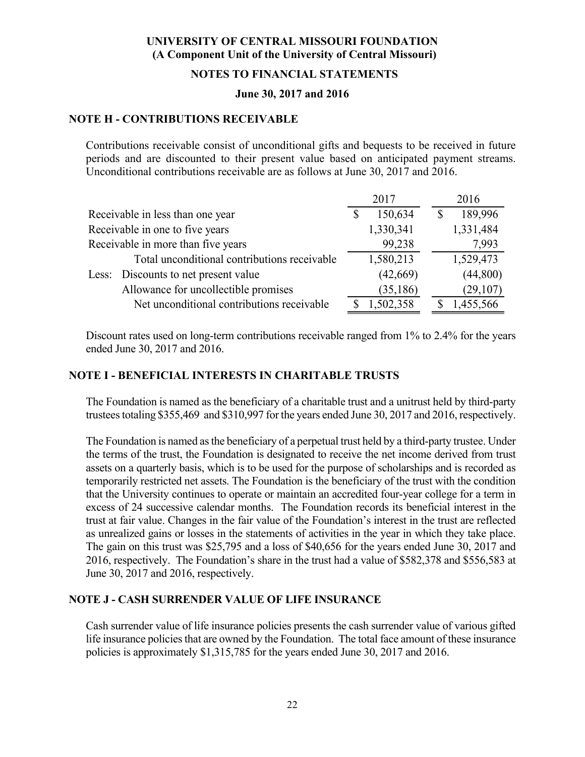# UNIVERSITY OF CENTRAL MISSOURI FOUNDATION
## (A Component Unit of the University of Central Missouri)

## NOTES TO FINANCIAL STATEMENTS

### June 30, 2017 and 2016

### NOTE H - CONTRIBUTIONS RECEIVABLE

Contributions receivable consist of unconditional gifts and bequests to be received in future periods and are discounted to their present value based on anticipated payment streams. Unconditional contributions receivable are as follows at June 30, 2017 and 2016.

| | 2017 | 2016 |
|---|---|---|
| Receivable in less than one year | $ 150,634 | $ 189,996 |
| Receivable in one to five years | 1,330,341 | 1,331,484 |
| Receivable in more than five years | 99,238 | 7,993 |
| Total unconditional contributions receivable | 1,580,213 | 1,529,473 |
| Less: Discounts to net present value | (42,669) | (44,800) |
| Allowance for uncollectible promises | (35,186) | (29,107) |
| Net unconditional contributions receivable | $ 1,502,358 | $ 1,455,566 |

Discount rates used on long-term contributions receivable ranged from 1% to 2.4% for the years ended June 30, 2017 and 2016.

### NOTE I - BENEFICIAL INTERESTS IN CHARITABLE TRUSTS

The Foundation is named as the beneficiary of a charitable trust and a unitrust held by third-party trustees totaling $355,469 and $310,997 for the years ended June 30, 2017 and 2016, respectively.

The Foundation is named as the beneficiary of a perpetual trust held by a third-party trustee. Under the terms of the trust, the Foundation is designated to receive the net income derived from trust assets on a quarterly basis, which is to be used for the purpose of scholarships and is recorded as temporarily restricted net assets. The Foundation is the beneficiary of the trust with the condition that the University continues to operate or maintain an accredited four-year college for a term in excess of 24 successive calendar months. The Foundation records its beneficial interest in the trust at fair value. Changes in the fair value of the Foundation's interest in the trust are reflected as unrealized gains or losses in the statements of activities in the year in which they take place. The gain on this trust was $25,795 and a loss of $40,656 for the years ended June 30, 2017 and 2016, respectively. The Foundation's share in the trust had a value of $582,378 and $556,583 at June 30, 2017 and 2016, respectively.

### NOTE J - CASH SURRENDER VALUE OF LIFE INSURANCE

Cash surrender value of life insurance policies presents the cash surrender value of various gifted life insurance policies that are owned by the Foundation. The total face amount of these insurance policies is approximately $1,315,785 for the years ended June 30, 2017 and 2016.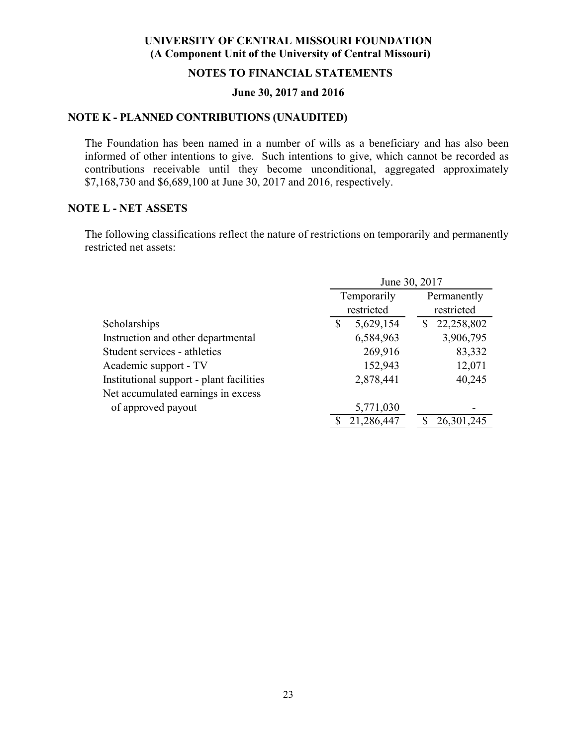# UNIVERSITY OF CENTRAL MISSOURI FOUNDATION
## (A Component Unit of the University of Central Missouri)

## NOTES TO FINANCIAL STATEMENTS

### June 30, 2017 and 2016

### NOTE K - PLANNED CONTRIBUTIONS (UNAUDITED)

The Foundation has been named in a number of wills as a beneficiary and has also been informed of other intentions to give. Such intentions to give, which cannot be recorded as contributions receivable until they become unconditional, aggregated approximately $7,168,730 and $6,689,100 at June 30, 2017 and 2016, respectively.

### NOTE L - NET ASSETS

The following classifications reflect the nature of restrictions on temporarily and permanently restricted net assets:

| | June 30, 2017 | |
|---|---|---|
| | Temporarily restricted | Permanently restricted |
| Scholarships | $ 5,629,154 | $ 22,258,802 |
| Instruction and other departmental | 6,584,963 | 3,906,795 |
| Student services - athletics | 269,916 | 83,332 |
| Academic support - TV | 152,943 | 12,071 |
| Institutional support - plant facilities | 2,878,441 | 40,245 |
| Net accumulated earnings in excess of approved payout | 5,771,030 | - |
| | $ 21,286,447 | $ 26,301,245 |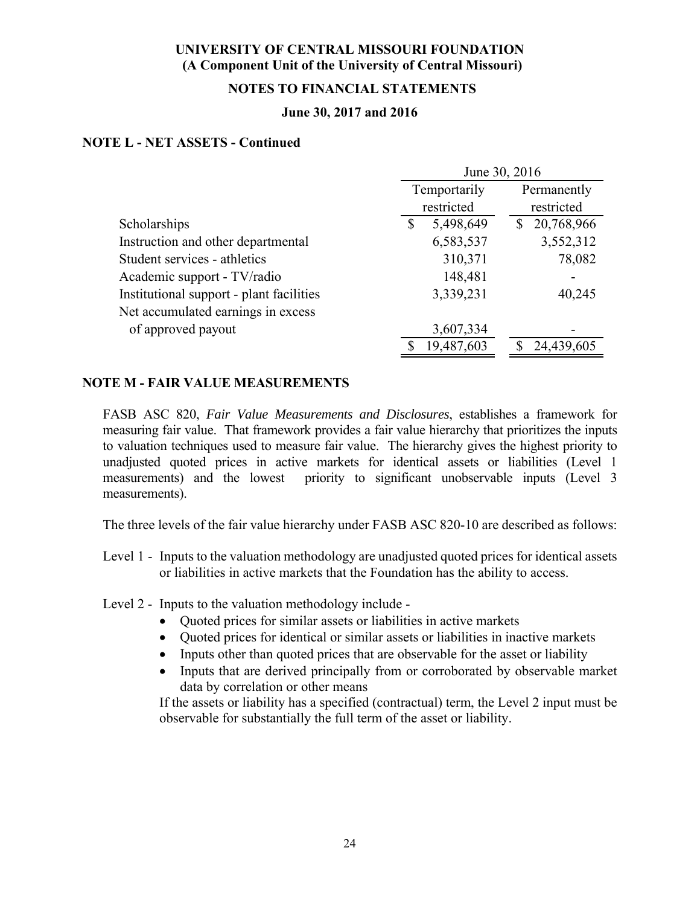## NOTE L - NET ASSETS - Continued

| | June 30, 2016 | |
|---|---|---|
| | Temportarily restricted | Permanently restricted |
| Scholarships | $ 5,498,649 | $ 20,768,966 |
| Instruction and other departmental | 6,583,537 | 3,552,312 |
| Student services - athletics | 310,371 | 78,082 |
| Academic support - TV/radio | 148,481 | - |
| Institutional support - plant facilities | 3,339,231 | 40,245 |
| Net accumulated earnings in excess of approved payout | 3,607,334 | - |
| | $ 19,487,603 | $ 24,439,605 |

## NOTE M - FAIR VALUE MEASUREMENTS

FASB ASC 820, *Fair Value Measurements and Disclosures*, establishes a framework for measuring fair value. That framework provides a fair value hierarchy that prioritizes the inputs to valuation techniques used to measure fair value. The hierarchy gives the highest priority to unadjusted quoted prices in active markets for identical assets or liabilities (Level 1 measurements) and the lowest priority to significant unobservable inputs (Level 3 measurements).

The three levels of the fair value hierarchy under FASB ASC 820-10 are described as follows:

Level 1 - Inputs to the valuation methodology are unadjusted quoted prices for identical assets or liabilities in active markets that the Foundation has the ability to access.

Level 2 - Inputs to the valuation methodology include -

- Quoted prices for similar assets or liabilities in active markets
- Quoted prices for identical or similar assets or liabilities in inactive markets
- Inputs other than quoted prices that are observable for the asset or liability
- Inputs that are derived principally from or corroborated by observable market data by correlation or other means

If the assets or liability has a specified (contractual) term, the Level 2 input must be observable for substantially the full term of the asset or liability.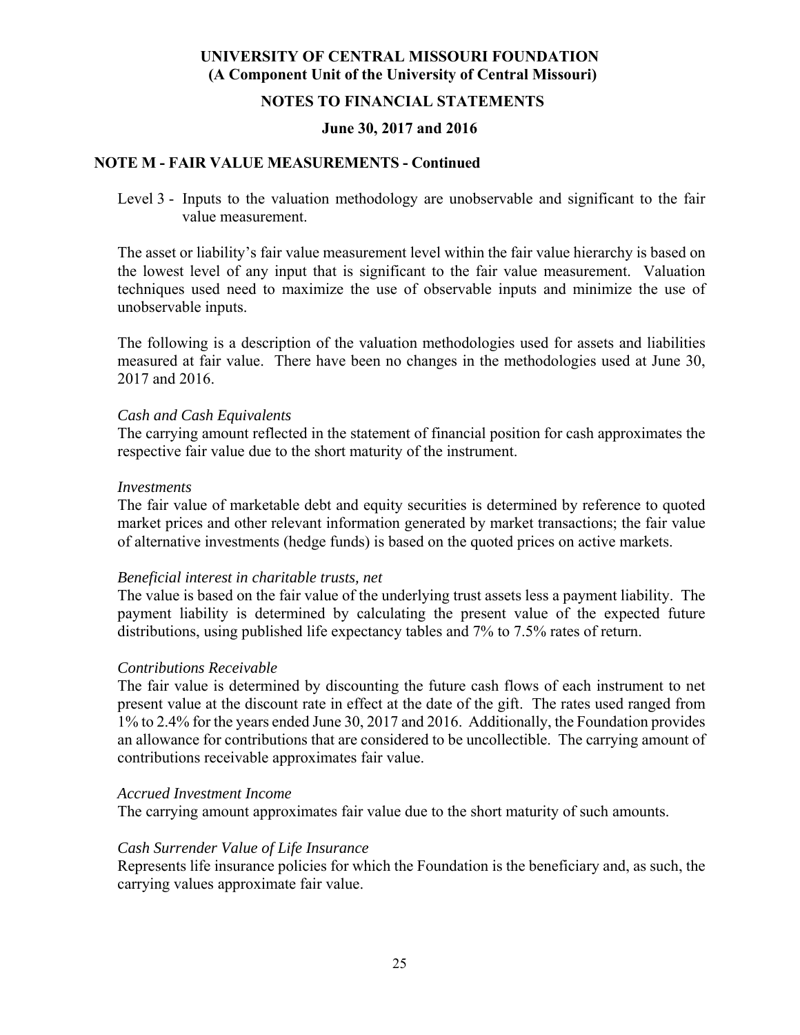## NOTE M - FAIR VALUE MEASUREMENTS - Continued

Level 3 - Inputs to the valuation methodology are unobservable and significant to the fair value measurement.

The asset or liability's fair value measurement level within the fair value hierarchy is based on the lowest level of any input that is significant to the fair value measurement. Valuation techniques used need to maximize the use of observable inputs and minimize the use of unobservable inputs.

The following is a description of the valuation methodologies used for assets and liabilities measured at fair value. There have been no changes in the methodologies used at June 30, 2017 and 2016.

*Cash and Cash Equivalents*
The carrying amount reflected in the statement of financial position for cash approximates the respective fair value due to the short maturity of the instrument.

*Investments*
The fair value of marketable debt and equity securities is determined by reference to quoted market prices and other relevant information generated by market transactions; the fair value of alternative investments (hedge funds) is based on the quoted prices on active markets.

*Beneficial interest in charitable trusts, net*
The value is based on the fair value of the underlying trust assets less a payment liability. The payment liability is determined by calculating the present value of the expected future distributions, using published life expectancy tables and 7% to 7.5% rates of return.

*Contributions Receivable*
The fair value is determined by discounting the future cash flows of each instrument to net present value at the discount rate in effect at the date of the gift. The rates used ranged from 1% to 2.4% for the years ended June 30, 2017 and 2016. Additionally, the Foundation provides an allowance for contributions that are considered to be uncollectible. The carrying amount of contributions receivable approximates fair value.

*Accrued Investment Income*
The carrying amount approximates fair value due to the short maturity of such amounts.

*Cash Surrender Value of Life Insurance*
Represents life insurance policies for which the Foundation is the beneficiary and, as such, the carrying values approximate fair value.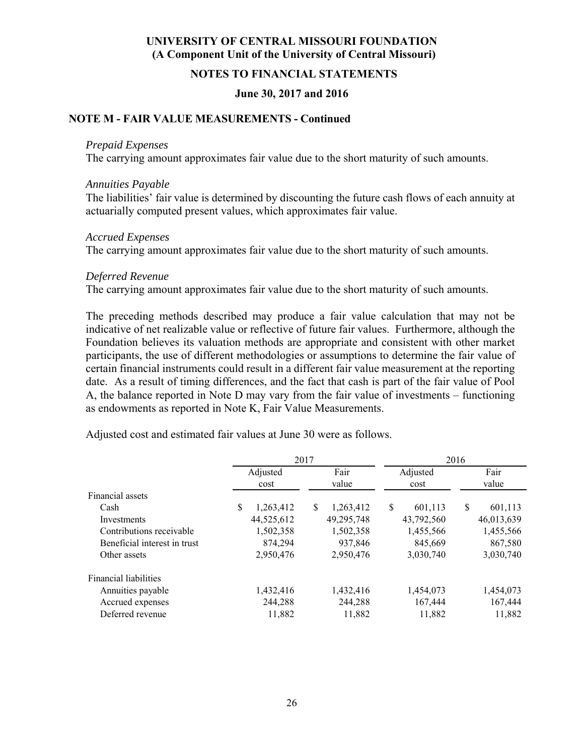## NOTE M - FAIR VALUE MEASUREMENTS - Continued

*Prepaid Expenses*
The carrying amount approximates fair value due to the short maturity of such amounts.

*Annuities Payable*
The liabilities' fair value is determined by discounting the future cash flows of each annuity at actuarially computed present values, which approximates fair value.

*Accrued Expenses*
The carrying amount approximates fair value due to the short maturity of such amounts.

*Deferred Revenue*
The carrying amount approximates fair value due to the short maturity of such amounts.

The preceding methods described may produce a fair value calculation that may not be indicative of net realizable value or reflective of future fair values. Furthermore, although the Foundation believes its valuation methods are appropriate and consistent with other market participants, the use of different methodologies or assumptions to determine the fair value of certain financial instruments could result in a different fair value measurement at the reporting date. As a result of timing differences, and the fact that cash is part of the fair value of Pool A, the balance reported in Note D may vary from the fair value of investments – functioning as endowments as reported in Note K, Fair Value Measurements.

Adjusted cost and estimated fair values at June 30 were as follows.

| | 2017 | | 2016 | |
|---|---|---|---|---|
| | Adjusted cost | Fair value | Adjusted cost | Fair value |
| Financial assets | | | | |
| Cash | $ 1,263,412 | $ 1,263,412 | $ 601,113 | $ 601,113 |
| Investments | 44,525,612 | 49,295,748 | 43,792,560 | 46,013,639 |
| Contributions receivable | 1,502,358 | 1,502,358 | 1,455,566 | 1,455,566 |
| Beneficial interest in trust | 874,294 | 937,846 | 845,669 | 867,580 |
| Other assets | 2,950,476 | 2,950,476 | 3,030,740 | 3,030,740 |
| Financial liabilities | | | | |
| Annuities payable | 1,432,416 | 1,432,416 | 1,454,073 | 1,454,073 |
| Accrued expenses | 244,288 | 244,288 | 167,444 | 167,444 |
| Deferred revenue | 11,882 | 11,882 | 11,882 | 11,882 |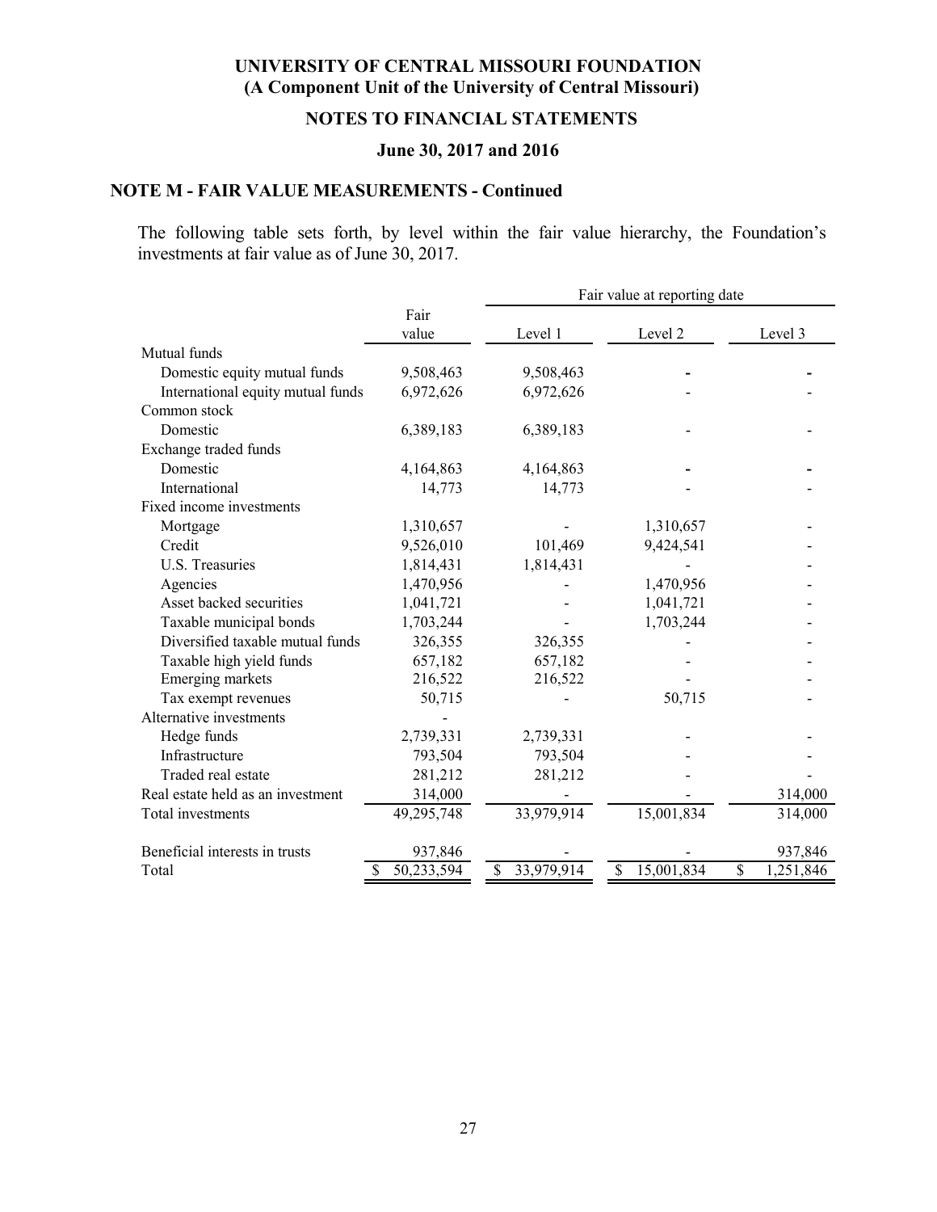# UNIVERSITY OF CENTRAL MISSOURI FOUNDATION
## (A Component Unit of the University of Central Missouri)

## NOTES TO FINANCIAL STATEMENTS

### June 30, 2017 and 2016

### NOTE M - FAIR VALUE MEASUREMENTS - Continued

The following table sets forth, by level within the fair value hierarchy, the Foundation's investments at fair value as of June 30, 2017.

| | Fair value | Fair value at reporting date | | |
|---|---|---|---|---|
| | | Level 1 | Level 2 | Level 3 |
| Mutual funds | | | | |
| Domestic equity mutual funds | 9,508,463 | 9,508,463 | - | - |
| International equity mutual funds | 6,972,626 | 6,972,626 | - | - |
| Common stock | | | | |
| Domestic | 6,389,183 | 6,389,183 | - | - |
| Exchange traded funds | | | | |
| Domestic | 4,164,863 | 4,164,863 | - | - |
| International | 14,773 | 14,773 | - | - |
| Fixed income investments | | | | |
| Mortgage | 1,310,657 | - | 1,310,657 | - |
| Credit | 9,526,010 | 101,469 | 9,424,541 | - |
| U.S. Treasuries | 1,814,431 | 1,814,431 | - | - |
| Agencies | 1,470,956 | - | 1,470,956 | - |
| Asset backed securities | 1,041,721 | - | 1,041,721 | - |
| Taxable municipal bonds | 1,703,244 | - | 1,703,244 | - |
| Diversified taxable mutual funds | 326,355 | 326,355 | - | - |
| Taxable high yield funds | 657,182 | 657,182 | - | - |
| Emerging markets | 216,522 | 216,522 | - | - |
| Tax exempt revenues | 50,715 | - | 50,715 | - |
| Alternative investments | - | | | |
| Hedge funds | 2,739,331 | 2,739,331 | - | - |
| Infrastructure | 793,504 | 793,504 | - | - |
| Traded real estate | 281,212 | 281,212 | - | - |
| Real estate held as an investment | 314,000 | - | - | 314,000 |
| Total investments | 49,295,748 | 33,979,914 | 15,001,834 | 314,000 |
| | | | | |
| Beneficial interests in trusts | 937,846 | - | - | 937,846 |
| Total | $ 50,233,594 | $ 33,979,914 | $ 15,001,834 | $ 1,251,846 |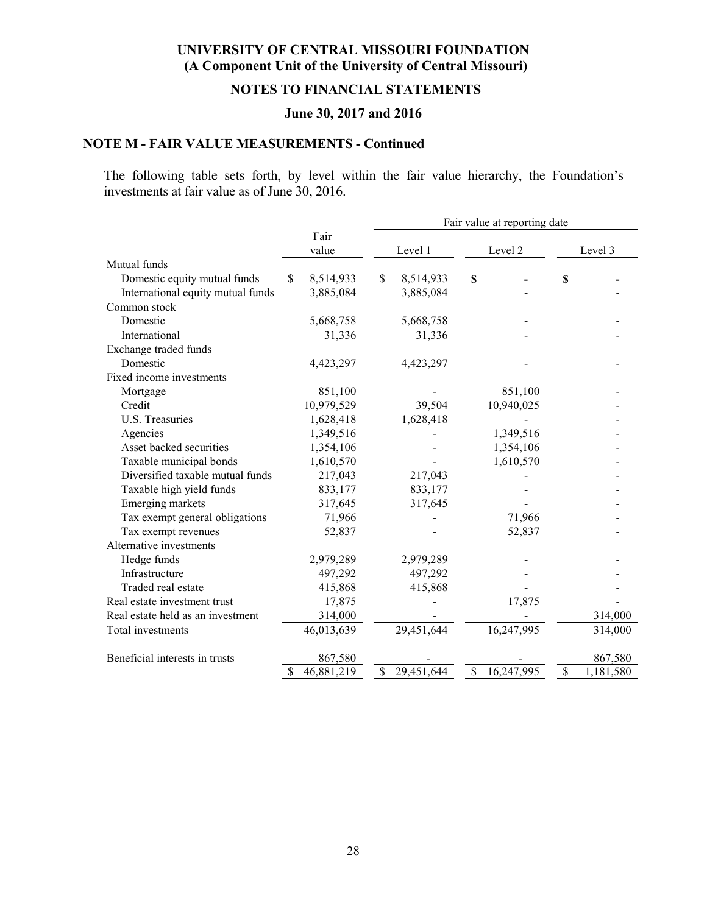# UNIVERSITY OF CENTRAL MISSOURI FOUNDATION
## (A Component Unit of the University of Central Missouri)

## NOTES TO FINANCIAL STATEMENTS

### June 30, 2017 and 2016

### NOTE M - FAIR VALUE MEASUREMENTS - Continued

The following table sets forth, by level within the fair value hierarchy, the Foundation's investments at fair value as of June 30, 2016.

| | Fair value | Fair value at reporting date | | |
|---|---|---|---|---|
| | | Level 1 | Level 2 | Level 3 |
| Mutual funds | | | | |
| Domestic equity mutual funds | $ 8,514,933 | $ 8,514,933 | $ - | $ - |
| International equity mutual funds | 3,885,084 | 3,885,084 | - | - |
| Common stock | | | | |
| Domestic | 5,668,758 | 5,668,758 | - | - |
| International | 31,336 | 31,336 | - | - |
| Exchange traded funds | | | | |
| Domestic | 4,423,297 | 4,423,297 | - | - |
| Fixed income investments | | | | |
| Mortgage | 851,100 | - | 851,100 | - |
| Credit | 10,979,529 | 39,504 | 10,940,025 | - |
| U.S. Treasuries | 1,628,418 | 1,628,418 | - | - |
| Agencies | 1,349,516 | - | 1,349,516 | - |
| Asset backed securities | 1,354,106 | - | 1,354,106 | - |
| Taxable municipal bonds | 1,610,570 | - | 1,610,570 | - |
| Diversified taxable mutual funds | 217,043 | 217,043 | - | - |
| Taxable high yield funds | 833,177 | 833,177 | - | - |
| Emerging markets | 317,645 | 317,645 | - | - |
| Tax exempt general obligations | 71,966 | - | 71,966 | - |
| Tax exempt revenues | 52,837 | - | 52,837 | - |
| Alternative investments | | | | |
| Hedge funds | 2,979,289 | 2,979,289 | - | - |
| Infrastructure | 497,292 | 497,292 | - | - |
| Traded real estate | 415,868 | 415,868 | - | - |
| Real estate investment trust | 17,875 | - | 17,875 | - |
| Real estate held as an investment | 314,000 | - | - | 314,000 |
| Total investments | 46,013,639 | 29,451,644 | 16,247,995 | 314,000 |
| Beneficial interests in trusts | 867,580 | - | - | 867,580 |
| | $ 46,881,219 | $ 29,451,644 | $ 16,247,995 | $ 1,181,580 |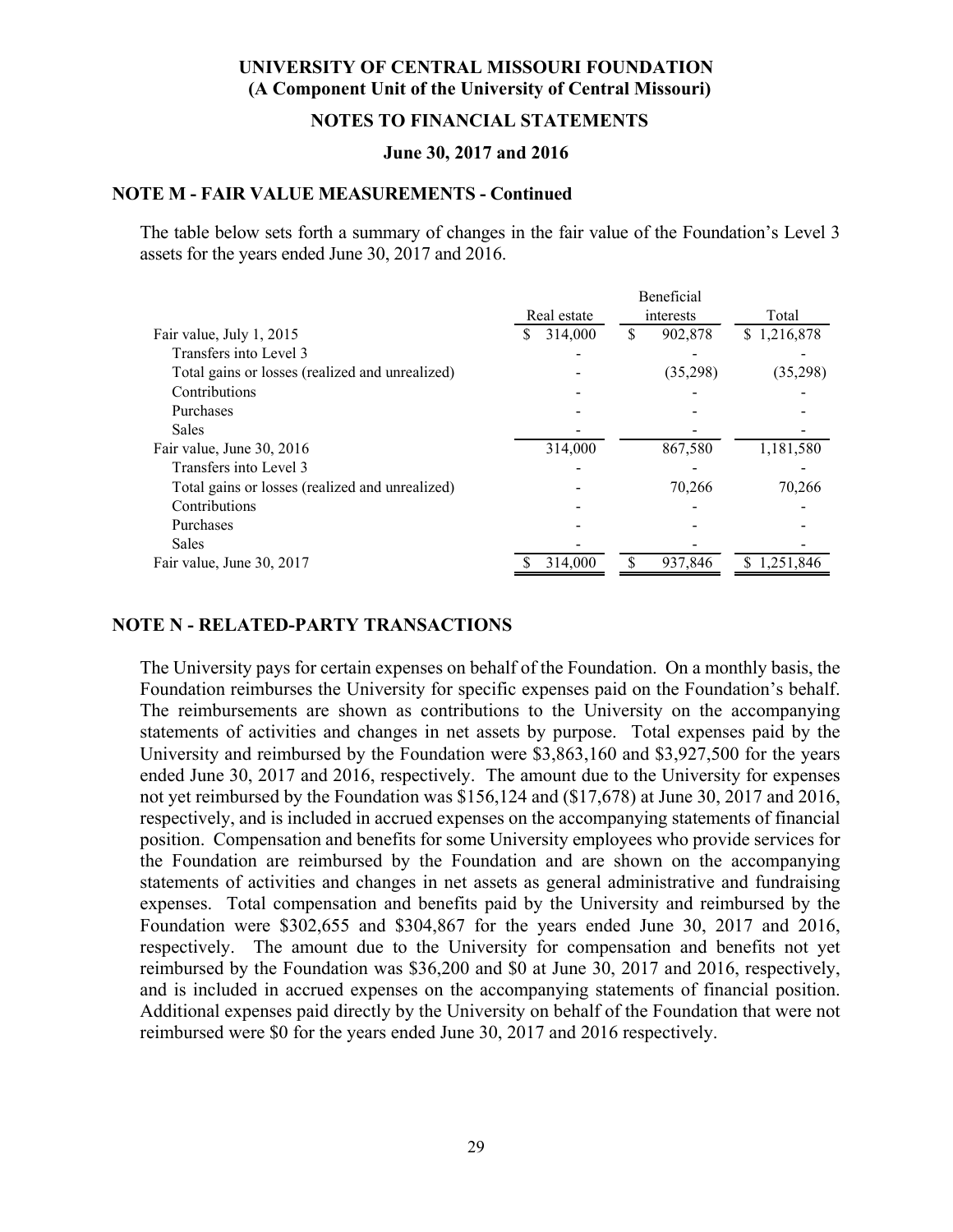## NOTE M - FAIR VALUE MEASUREMENTS - Continued

The table below sets forth a summary of changes in the fair value of the Foundation's Level 3 assets for the years ended June 30, 2017 and 2016.

| | Real estate | Beneficial interests | Total |
|---|---|---|---|
| Fair value, July 1, 2015 | $ 314,000 | $ 902,878 | $ 1,216,878 |
| Transfers into Level 3 | - | - | - |
| Total gains or losses (realized and unrealized) | - | (35,298) | (35,298) |
| Contributions | - | - | - |
| Purchases | - | - | - |
| Sales | - | - | - |
| Fair value, June 30, 2016 | 314,000 | 867,580 | 1,181,580 |
| Transfers into Level 3 | - | - | - |
| Total gains or losses (realized and unrealized) | - | 70,266 | 70,266 |
| Contributions | - | - | - |
| Purchases | - | - | - |
| Sales | - | - | - |
| Fair value, June 30, 2017 | $ 314,000 | $ 937,846 | $ 1,251,846 |

## NOTE N - RELATED-PARTY TRANSACTIONS

The University pays for certain expenses on behalf of the Foundation. On a monthly basis, the Foundation reimburses the University for specific expenses paid on the Foundation's behalf. The reimbursements are shown as contributions to the University on the accompanying statements of activities and changes in net assets by purpose. Total expenses paid by the University and reimbursed by the Foundation were $3,863,160 and $3,927,500 for the years ended June 30, 2017 and 2016, respectively. The amount due to the University for expenses not yet reimbursed by the Foundation was $156,124 and ($17,678) at June 30, 2017 and 2016, respectively, and is included in accrued expenses on the accompanying statements of financial position. Compensation and benefits for some University employees who provide services for the Foundation are reimbursed by the Foundation and are shown on the accompanying statements of activities and changes in net assets as general administrative and fundraising expenses. Total compensation and benefits paid by the University and reimbursed by the Foundation were $302,655 and $304,867 for the years ended June 30, 2017 and 2016, respectively. The amount due to the University for compensation and benefits not yet reimbursed by the Foundation was $36,200 and $0 at June 30, 2017 and 2016, respectively, and is included in accrued expenses on the accompanying statements of financial position. Additional expenses paid directly by the University on behalf of the Foundation that were not reimbursed were $0 for the years ended June 30, 2017 and 2016 respectively.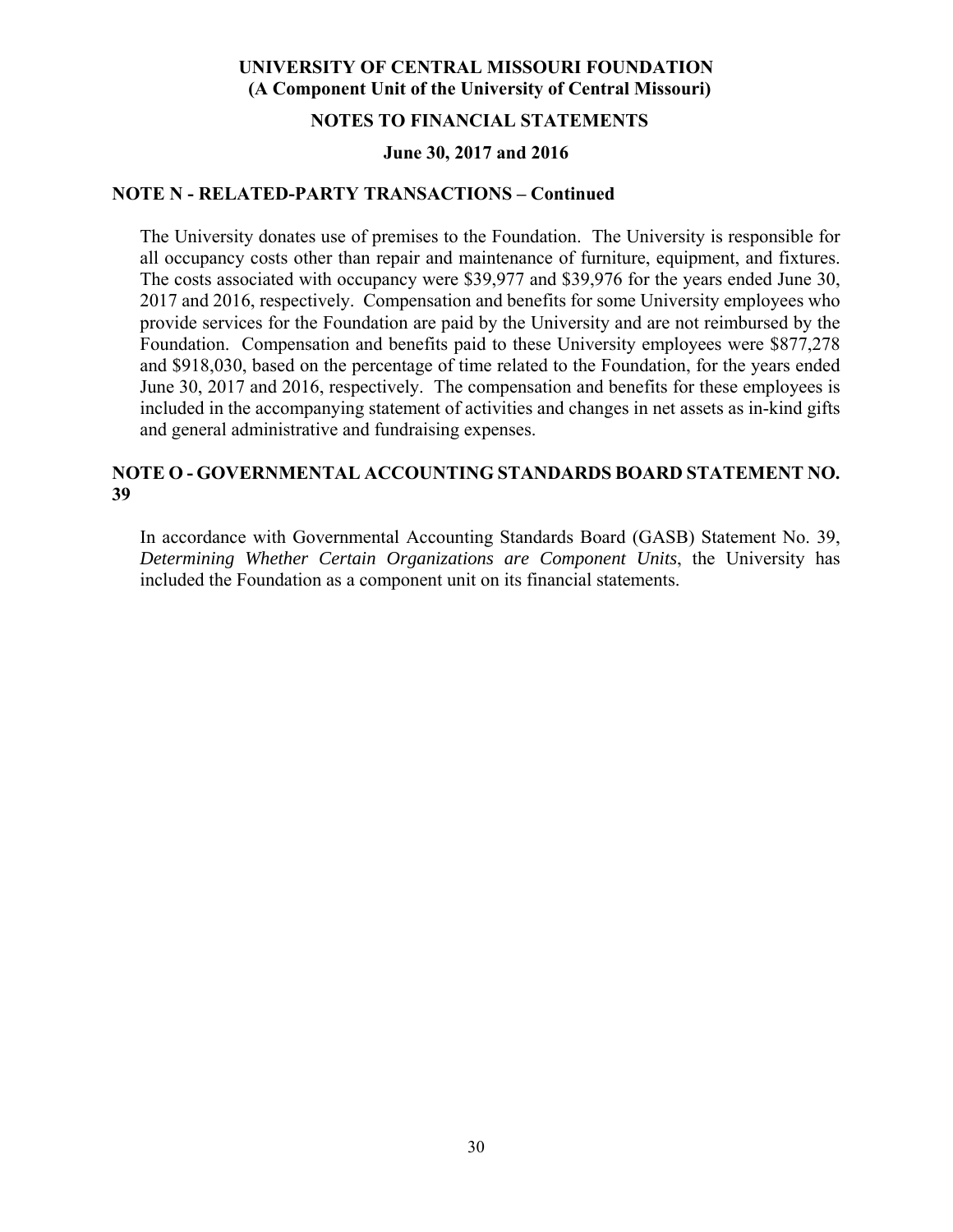# UNIVERSITY OF CENTRAL MISSOURI FOUNDATION
## (A Component Unit of the University of Central Missouri)

## NOTES TO FINANCIAL STATEMENTS

## June 30, 2017 and 2016

### NOTE N - RELATED-PARTY TRANSACTIONS – Continued

The University donates use of premises to the Foundation. The University is responsible for all occupancy costs other than repair and maintenance of furniture, equipment, and fixtures. The costs associated with occupancy were $39,977 and $39,976 for the years ended June 30, 2017 and 2016, respectively. Compensation and benefits for some University employees who provide services for the Foundation are paid by the University and are not reimbursed by the Foundation. Compensation and benefits paid to these University employees were $877,278 and $918,030, based on the percentage of time related to the Foundation, for the years ended June 30, 2017 and 2016, respectively. The compensation and benefits for these employees is included in the accompanying statement of activities and changes in net assets as in-kind gifts and general administrative and fundraising expenses.

### NOTE O - GOVERNMENTAL ACCOUNTING STANDARDS BOARD STATEMENT NO. 39

In accordance with Governmental Accounting Standards Board (GASB) Statement No. 39, *Determining Whether Certain Organizations are Component Units*, the University has included the Foundation as a component unit on its financial statements.